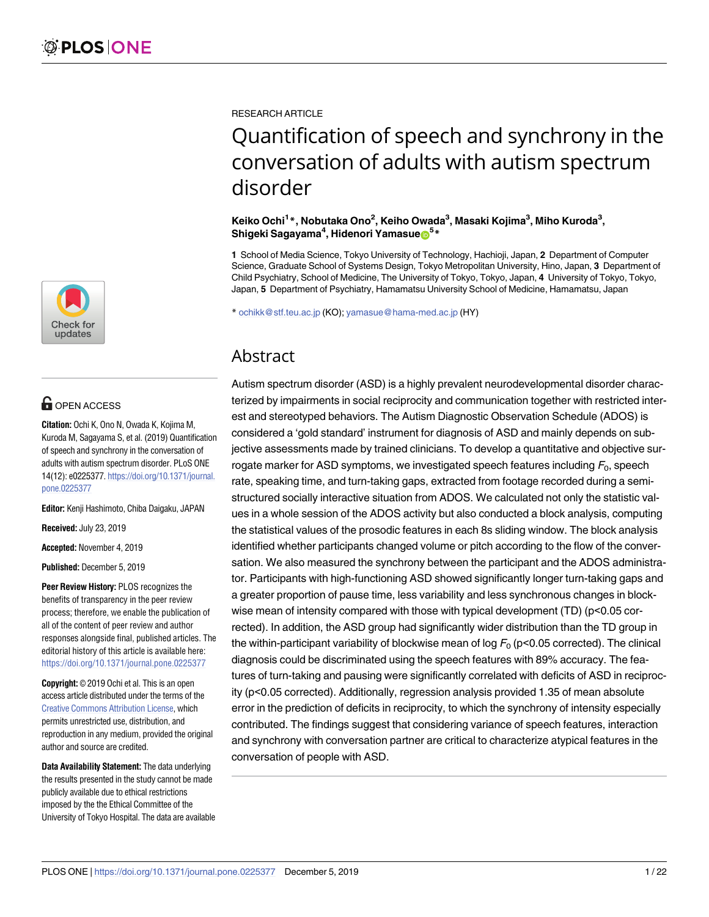RESEARCH ARTICLE

# Quantification of speech and synchrony in the conversation of adults with autism spectrum disorder

**Keiko Ochi[1]\*, Nobutaka Ono[2], Keiho Owada[3], Masaki Kojima[3], Miho Kuroda[3], Shigeki Sagayama[4], Hidenori Yamasue[5]\***

**1** School of Media Science, Tokyo University of Technology, Hachioji, Japan, **2** Department of Computer Science, Graduate School of Systems Design, Tokyo Metropolitan University, Hino, Japan, **3** Department of Child Psychiatry, School of Medicine, The University of Tokyo, Tokyo, Japan, **4** University of Tokyo, Tokyo, Japan, **5** Department of Psychiatry, Hamamatsu University School of Medicine, Hamamatsu, Japan

\* ochikk@stf.teu.ac.jp (KO); yamasue@hama-med.ac.jp (HY)

## Abstract

Autism spectrum disorder (ASD) is a highly prevalent neurodevelopmental disorder characterized by impairments in social reciprocity and communication together with restricted interest and stereotyped behaviors. The Autism Diagnostic Observation Schedule (ADOS) is considered a 'gold standard' instrument for diagnosis of ASD and mainly depends on subjective assessments made by trained clinicians. To develop a quantitative and objective surrogate marker for ASD symptoms, we investigated speech features including $F_0$, speech rate, speaking time, and turn-taking gaps, extracted from footage recorded during a semi-structured socially interactive situation from ADOS. We calculated not only the statistic values in a whole session of the ADOS activity but also conducted a block analysis, computing the statistical values of the prosodic features in each 8s sliding window. The block analysis identified whether participants changed volume or pitch according to the flow of the conversation. We also measured the synchrony between the participant and the ADOS administrator. Participants with high-functioning ASD showed significantly longer turn-taking gaps and a greater proportion of pause time, less variability and less synchronous changes in blockwise mean of intensity compared with those with typical development (TD) ($p<0.05$ corrected). In addition, the ASD group had significantly wider distribution than the TD group in the within-participant variability of blockwise mean of log $F_0$ ($p<0.05$ corrected). The clinical diagnosis could be discriminated using the speech features with 89% accuracy. The features of turn-taking and pausing were significantly correlated with deficits of ASD in reciprocity ($p<0.05$ corrected). Additionally, regression analysis provided 1.35 of mean absolute error in the prediction of deficits in reciprocity, to which the synchrony of intensity especially contributed. The findings suggest that considering variance of speech features, interaction and synchrony with conversation partner are critical to characterize atypical features in the conversation of people with ASD.

OPEN ACCESS

**Citation:** Ochi K, Ono N, Owada K, Kojima M, Kuroda M, Sagayama S, et al. (2019) Quantification of speech and synchrony in the conversation of adults with autism spectrum disorder. PLoS ONE 14(12): e0225377. https://doi.org/10.1371/journal.pone.0225377

**Editor:** Kenji Hashimoto, Chiba Daigaku, JAPAN

**Received:** July 23, 2019

**Accepted:** November 4, 2019

**Published:** December 5, 2019

**Peer Review History:** PLOS recognizes the benefits of transparency in the peer review process; therefore, we enable the publication of all of the content of peer review and author responses alongside final, published articles. The editorial history of this article is available here: https://doi.org/10.1371/journal.pone.0225377

**Copyright:** © 2019 Ochi et al. This is an open access article distributed under the terms of the Creative Commons Attribution License, which permits unrestricted use, distribution, and reproduction in any medium, provided the original author and source are credited.

**Data Availability Statement:** The data underlying the results presented in the study cannot be made publicly available due to ethical restrictions imposed by the the Ethical Committee of the University of Tokyo Hospital. The data are available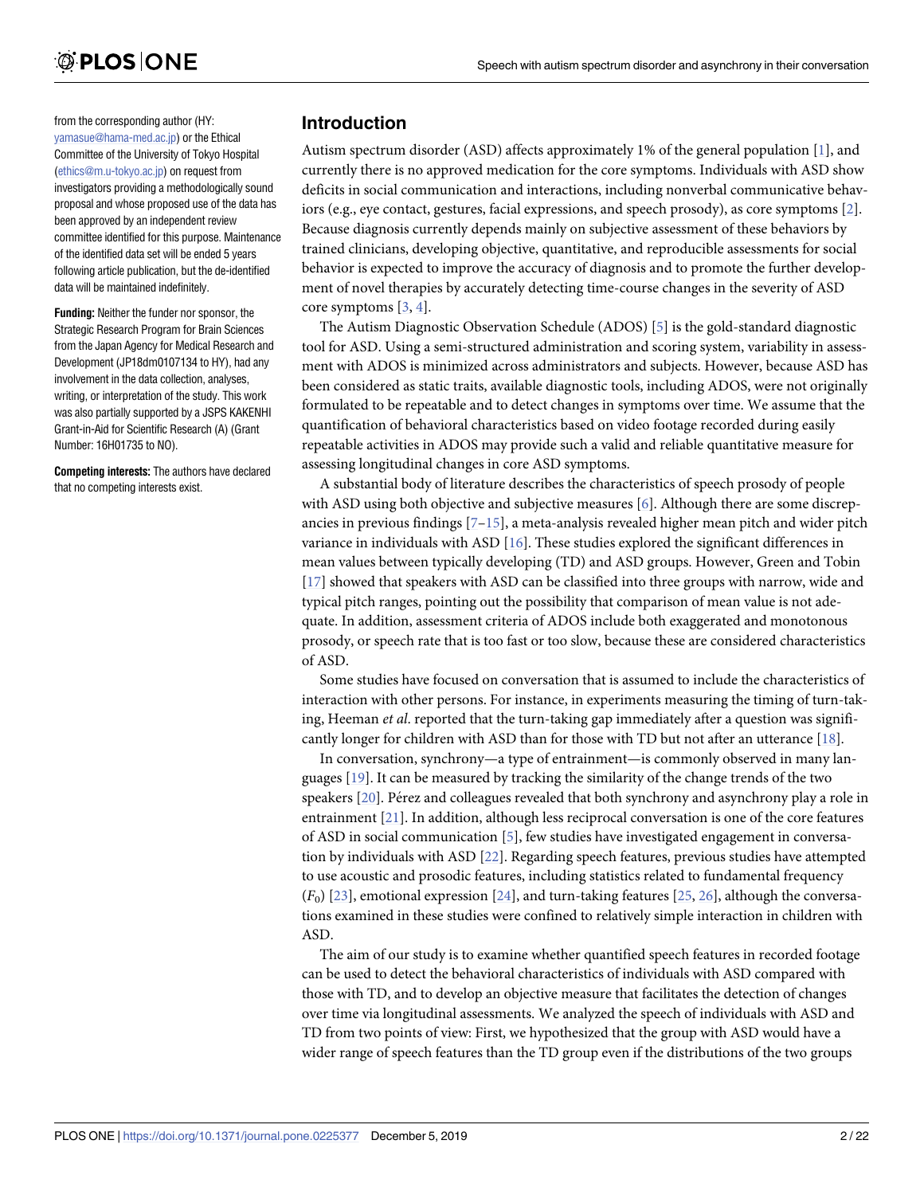from the corresponding author (HY: yamasue@hama-med.ac.jp) or the Ethical Committee of the University of Tokyo Hospital (ethics@m.u-tokyo.ac.jp) on request from investigators providing a methodologically sound proposal and whose proposed use of the data has been approved by an independent review committee identified for this purpose. Maintenance of the identified data set will be ended 5 years following article publication, but the de-identified data will be maintained indefinitely.

**Funding:** Neither the funder nor sponsor, the Strategic Research Program for Brain Sciences from the Japan Agency for Medical Research and Development (JP18dm0107134 to HY), had any involvement in the data collection, analyses, writing, or interpretation of the study. This work was also partially supported by a JSPS KAKENHI Grant-in-Aid for Scientific Research (A) (Grant Number: 16H01735 to NO).

**Competing interests:** The authors have declared that no competing interests exist.

## Introduction

Autism spectrum disorder (ASD) affects approximately 1% of the general population [1], and currently there is no approved medication for the core symptoms. Individuals with ASD show deficits in social communication and interactions, including nonverbal communicative behaviors (e.g., eye contact, gestures, facial expressions, and speech prosody), as core symptoms [2]. Because diagnosis currently depends mainly on subjective assessment of these behaviors by trained clinicians, developing objective, quantitative, and reproducible assessments for social behavior is expected to improve the accuracy of diagnosis and to promote the further development of novel therapies by accurately detecting time-course changes in the severity of ASD core symptoms [3, 4].

The Autism Diagnostic Observation Schedule (ADOS) [5] is the gold-standard diagnostic tool for ASD. Using a semi-structured administration and scoring system, variability in assessment with ADOS is minimized across administrators and subjects. However, because ASD has been considered as static traits, available diagnostic tools, including ADOS, were not originally formulated to be repeatable and to detect changes in symptoms over time. We assume that the quantification of behavioral characteristics based on video footage recorded during easily repeatable activities in ADOS may provide such a valid and reliable quantitative measure for assessing longitudinal changes in core ASD symptoms.

A substantial body of literature describes the characteristics of speech prosody of people with ASD using both objective and subjective measures [6]. Although there are some discrepancies in previous findings [7–15], a meta-analysis revealed higher mean pitch and wider pitch variance in individuals with ASD [16]. These studies explored the significant differences in mean values between typically developing (TD) and ASD groups. However, Green and Tobin [17] showed that speakers with ASD can be classified into three groups with narrow, wide and typical pitch ranges, pointing out the possibility that comparison of mean value is not adequate. In addition, assessment criteria of ADOS include both exaggerated and monotonous prosody, or speech rate that is too fast or too slow, because these are considered characteristics of ASD.

Some studies have focused on conversation that is assumed to include the characteristics of interaction with other persons. For instance, in experiments measuring the timing of turn-taking, Heeman *et al*. reported that the turn-taking gap immediately after a question was significantly longer for children with ASD than for those with TD but not after an utterance [18].

In conversation, synchrony—a type of entrainment—is commonly observed in many languages [19]. It can be measured by tracking the similarity of the change trends of the two speakers [20]. Pérez and colleagues revealed that both synchrony and asynchrony play a role in entrainment [21]. In addition, although less reciprocal conversation is one of the core features of ASD in social communication [5], few studies have investigated engagement in conversation by individuals with ASD [22]. Regarding speech features, previous studies have attempted to use acoustic and prosodic features, including statistics related to fundamental frequency ($F_0$) [23], emotional expression [24], and turn-taking features [25, 26], although the conversations examined in these studies were confined to relatively simple interaction in children with ASD.

The aim of our study is to examine whether quantified speech features in recorded footage can be used to detect the behavioral characteristics of individuals with ASD compared with those with TD, and to develop an objective measure that facilitates the detection of changes over time via longitudinal assessments. We analyzed the speech of individuals with ASD and TD from two points of view: First, we hypothesized that the group with ASD would have a wider range of speech features than the TD group even if the distributions of the two groups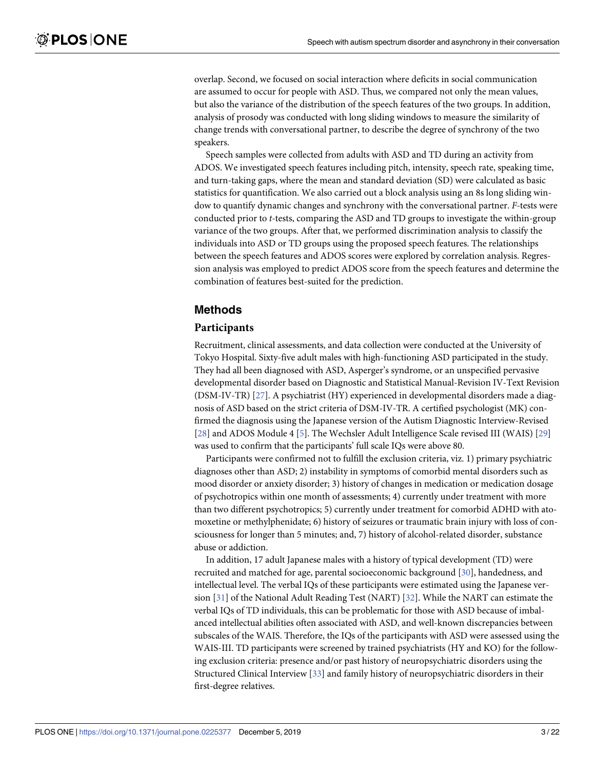overlap. Second, we focused on social interaction where deficits in social communication are assumed to occur for people with ASD. Thus, we compared not only the mean values, but also the variance of the distribution of the speech features of the two groups. In addition, analysis of prosody was conducted with long sliding windows to measure the similarity of change trends with conversational partner, to describe the degree of synchrony of the two speakers.

Speech samples were collected from adults with ASD and TD during an activity from ADOS. We investigated speech features including pitch, intensity, speech rate, speaking time, and turn-taking gaps, where the mean and standard deviation (SD) were calculated as basic statistics for quantification. We also carried out a block analysis using an 8s long sliding window to quantify dynamic changes and synchrony with the conversational partner. *F*-tests were conducted prior to *t*-tests, comparing the ASD and TD groups to investigate the within-group variance of the two groups. After that, we performed discrimination analysis to classify the individuals into ASD or TD groups using the proposed speech features. The relationships between the speech features and ADOS scores were explored by correlation analysis. Regression analysis was employed to predict ADOS score from the speech features and determine the combination of features best-suited for the prediction.

## Methods

### Participants

Recruitment, clinical assessments, and data collection were conducted at the University of Tokyo Hospital. Sixty-five adult males with high-functioning ASD participated in the study. They had all been diagnosed with ASD, Asperger's syndrome, or an unspecified pervasive developmental disorder based on Diagnostic and Statistical Manual-Revision IV-Text Revision (DSM-IV-TR) [27]. A psychiatrist (HY) experienced in developmental disorders made a diagnosis of ASD based on the strict criteria of DSM-IV-TR. A certified psychologist (MK) confirmed the diagnosis using the Japanese version of the Autism Diagnostic Interview-Revised [28] and ADOS Module 4 [5]. The Wechsler Adult Intelligence Scale revised III (WAIS) [29] was used to confirm that the participants' full scale IQs were above 80.

Participants were confirmed not to fulfill the exclusion criteria, viz. 1) primary psychiatric diagnoses other than ASD; 2) instability in symptoms of comorbid mental disorders such as mood disorder or anxiety disorder; 3) history of changes in medication or medication dosage of psychotropics within one month of assessments; 4) currently under treatment with more than two different psychotropics; 5) currently under treatment for comorbid ADHD with atomoxetine or methylphenidate; 6) history of seizures or traumatic brain injury with loss of consciousness for longer than 5 minutes; and, 7) history of alcohol-related disorder, substance abuse or addiction.

In addition, 17 adult Japanese males with a history of typical development (TD) were recruited and matched for age, parental socioeconomic background [30], handedness, and intellectual level. The verbal IQs of these participants were estimated using the Japanese version [31] of the National Adult Reading Test (NART) [32]. While the NART can estimate the verbal IQs of TD individuals, this can be problematic for those with ASD because of imbalanced intellectual abilities often associated with ASD, and well-known discrepancies between subscales of the WAIS. Therefore, the IQs of the participants with ASD were assessed using the WAIS-III. TD participants were screened by trained psychiatrists (HY and KO) for the following exclusion criteria: presence and/or past history of neuropsychiatric disorders using the Structured Clinical Interview [33] and family history of neuropsychiatric disorders in their first-degree relatives.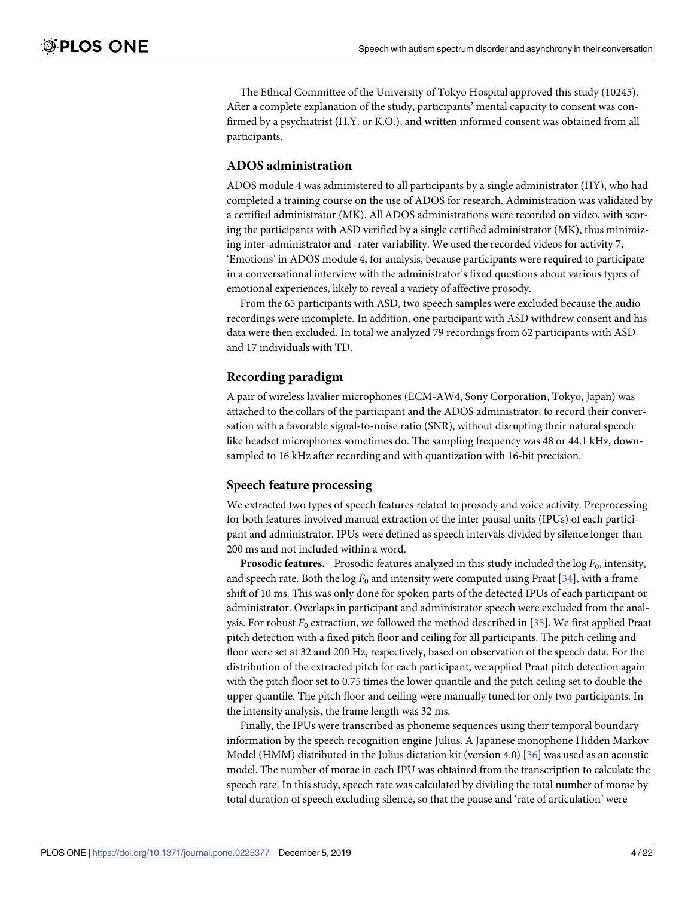The Ethical Committee of the University of Tokyo Hospital approved this study (10245). After a complete explanation of the study, participants' mental capacity to consent was confirmed by a psychiatrist (H.Y. or K.O.), and written informed consent was obtained from all participants.

## ADOS administration

ADOS module 4 was administered to all participants by a single administrator (HY), who had completed a training course on the use of ADOS for research. Administration was validated by a certified administrator (MK). All ADOS administrations were recorded on video, with scoring the participants with ASD verified by a single certified administrator (MK), thus minimizing inter-administrator and -rater variability. We used the recorded videos for activity 7, 'Emotions' in ADOS module 4, for analysis, because participants were required to participate in a conversational interview with the administrator's fixed questions about various types of emotional experiences, likely to reveal a variety of affective prosody.

From the 65 participants with ASD, two speech samples were excluded because the audio recordings were incomplete. In addition, one participant with ASD withdrew consent and his data were then excluded. In total we analyzed 79 recordings from 62 participants with ASD and 17 individuals with TD.

## Recording paradigm

A pair of wireless lavalier microphones (ECM-AW4, Sony Corporation, Tokyo, Japan) was attached to the collars of the participant and the ADOS administrator, to record their conversation with a favorable signal-to-noise ratio (SNR), without disrupting their natural speech like headset microphones sometimes do. The sampling frequency was 48 or 44.1 kHz, downsampled to 16 kHz after recording and with quantization with 16-bit precision.

## Speech feature processing

We extracted two types of speech features related to prosody and voice activity. Preprocessing for both features involved manual extraction of the inter pausal units (IPUs) of each participant and administrator. IPUs were defined as speech intervals divided by silence longer than 200 ms and not included within a word.

**Prosodic features.** Prosodic features analyzed in this study included the log $F_0$, intensity, and speech rate. Both the log $F_0$ and intensity were computed using Praat [34], with a frame shift of 10 ms. This was only done for spoken parts of the detected IPUs of each participant or administrator. Overlaps in participant and administrator speech were excluded from the analysis. For robust $F_0$ extraction, we followed the method described in [35]. We first applied Praat pitch detection with a fixed pitch floor and ceiling for all participants. The pitch ceiling and floor were set at 32 and 200 Hz, respectively, based on observation of the speech data. For the distribution of the extracted pitch for each participant, we applied Praat pitch detection again with the pitch floor set to 0.75 times the lower quantile and the pitch ceiling set to double the upper quantile. The pitch floor and ceiling were manually tuned for only two participants. In the intensity analysis, the frame length was 32 ms.

Finally, the IPUs were transcribed as phoneme sequences using their temporal boundary information by the speech recognition engine Julius. A Japanese monophone Hidden Markov Model (HMM) distributed in the Julius dictation kit (version 4.0) [36] was used as an acoustic model. The number of morae in each IPU was obtained from the transcription to calculate the speech rate. In this study, speech rate was calculated by dividing the total number of morae by total duration of speech excluding silence, so that the pause and 'rate of articulation' were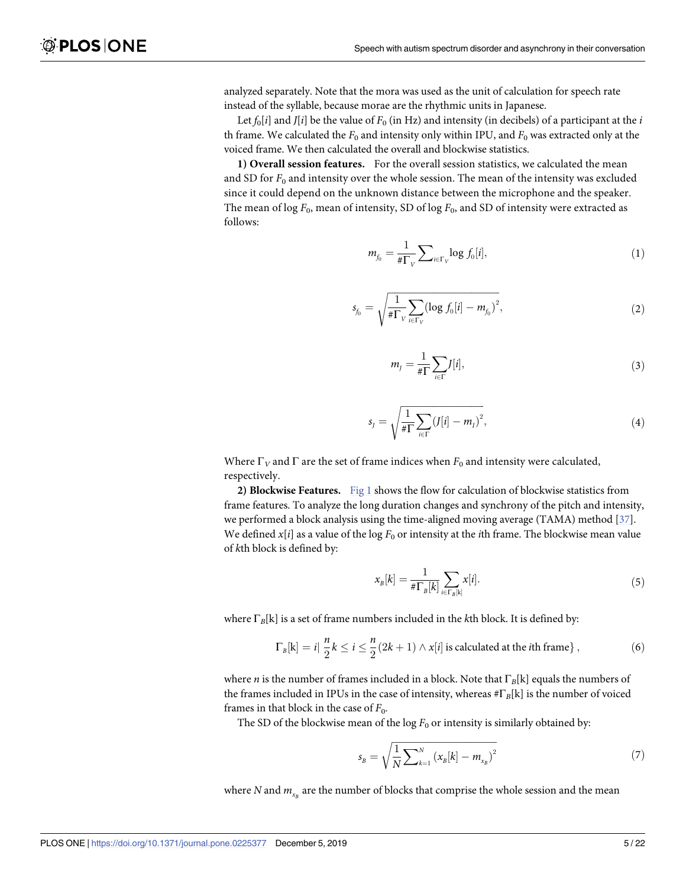analyzed separately. Note that the mora was used as the unit of calculation for speech rate instead of the syllable, because morae are the rhythmic units in Japanese.

Let $f_0[i]$ and $J[i]$ be the value of $F_0$ (in Hz) and intensity (in decibels) of a participant at the $i$ th frame. We calculated the $F_0$ and intensity only within IPU, and $F_0$ was extracted only at the voiced frame. We then calculated the overall and blockwise statistics.

**1) Overall session features.** For the overall session statistics, we calculated the mean and SD for $F_0$ and intensity over the whole session. The mean of the intensity was excluded since it could depend on the unknown distance between the microphone and the speaker. The mean of log $F_0$, mean of intensity, SD of log $F_0$, and SD of intensity were extracted as follows:

$$m_{f_0} = \frac{1}{\#\Gamma_V} \sum_{i \in \Gamma_V} \log f_0[i], \tag{1}$$

$$s_{f_0} = \sqrt{\frac{1}{\#\Gamma_V} \sum_{i \in \Gamma_V} (\log f_0[i] - m_{f_0})^2}, \tag{2}$$

$$m_J = \frac{1}{\#\Gamma} \sum_{i \in \Gamma} J[i], \tag{3}$$

$$s_J = \sqrt{\frac{1}{\#\Gamma} \sum_{i \in \Gamma} (J[i] - m_J)^2}, \tag{4}$$

Where $\Gamma_V$ and $\Gamma$ are the set of frame indices when $F_0$ and intensity were calculated, respectively.

**2) Blockwise Features.** Fig 1 shows the flow for calculation of blockwise statistics from frame features. To analyze the long duration changes and synchrony of the pitch and intensity, we performed a block analysis using the time-aligned moving average (TAMA) method [37]. We defined $x[i]$ as a value of the log $F_0$ or intensity at the $i$th frame. The blockwise mean value of $k$th block is defined by:

$$x_B[k] = \frac{1}{\#\Gamma_B[k]} \sum_{i \in \Gamma_B[k]} x[i]. \tag{5}$$

where $\Gamma_B[\mathrm{k}]$ is a set of frame numbers included in the $k$th block. It is defined by:

$$\Gamma_B[\mathrm{k}] = i| \ \frac{n}{2}k \leq i \leq \frac{n}{2}(2k+1) \wedge x[i] \text{ is calculated at the } i\text{th frame}\} \ , \tag{6}$$

where $n$ is the number of frames included in a block. Note that $\Gamma_B[\mathrm{k}]$ equals the numbers of the frames included in IPUs in the case of intensity, whereas $\#\Gamma_B[\mathrm{k}]$ is the number of voiced frames in that block in the case of $F_0$.

The SD of the blockwise mean of the log $F_0$ or intensity is similarly obtained by:

$$s_B = \sqrt{\frac{1}{N} \sum_{k=1}^{N} (x_B[k] - m_{x_B})^2} \tag{7}$$

where $N$ and $m_{x_B}$ are the number of blocks that comprise the whole session and the mean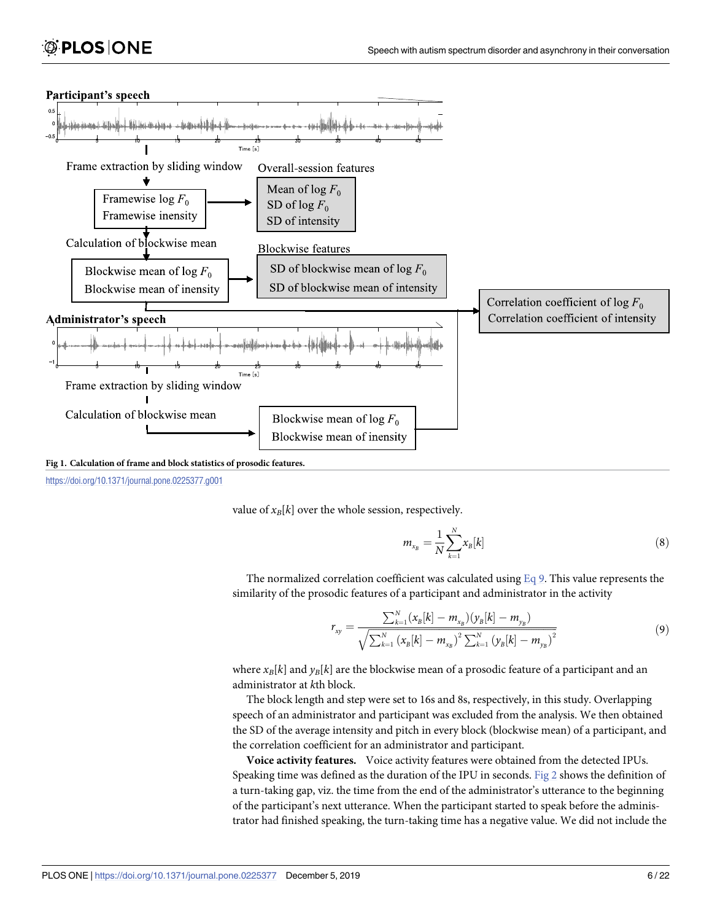Fig 1. Calculation of frame and block statistics of prosodic features.

https://doi.org/10.1371/journal.pone.0225377.g001

value of $x_B[k]$ over the whole session, respectively.

$$m_{x_B} = \frac{1}{N}\sum_{k=1}^{N} x_B[k] \tag{8}$$

The normalized correlation coefficient was calculated using Eq 9. This value represents the similarity of the prosodic features of a participant and administrator in the activity

$$r_{xy} = \frac{\sum_{k=1}^{N}(x_B[k] - m_{x_B})(y_B[k] - m_{y_B})}{\sqrt{\sum_{k=1}^{N}(x_B[k] - m_{x_B})^2 \sum_{k=1}^{N}(y_B[k] - m_{y_B})^2}} \tag{9}$$

where $x_B[k]$ and $y_B[k]$ are the blockwise mean of a prosodic feature of a participant and an administrator at $k$th block.

The block length and step were set to 16s and 8s, respectively, in this study. Overlapping speech of an administrator and participant was excluded from the analysis. We then obtained the SD of the average intensity and pitch in every block (blockwise mean) of a participant, and the correlation coefficient for an administrator and participant.

**Voice activity features.** Voice activity features were obtained from the detected IPUs. Speaking time was defined as the duration of the IPU in seconds. Fig 2 shows the definition of a turn-taking gap, viz. the time from the end of the administrator's utterance to the beginning of the participant's next utterance. When the participant started to speak before the administrator had finished speaking, the turn-taking time has a negative value. We did not include the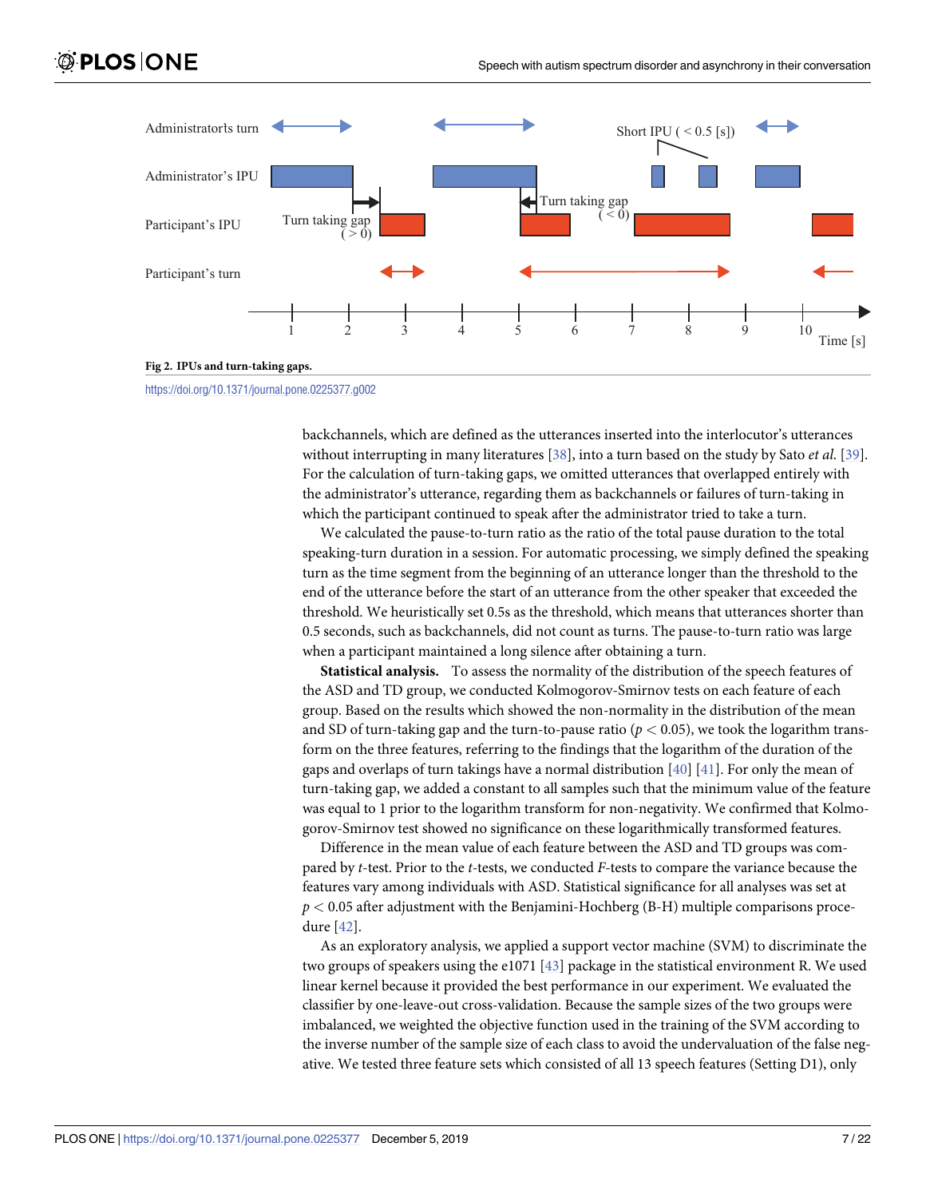Fig 2. IPUs and turn-taking gaps.

https://doi.org/10.1371/journal.pone.0225377.g002

backchannels, which are defined as the utterances inserted into the interlocutor's utterances without interrupting in many literatures [38], into a turn based on the study by Sato *et al.* [39]. For the calculation of turn-taking gaps, we omitted utterances that overlapped entirely with the administrator's utterance, regarding them as backchannels or failures of turn-taking in which the participant continued to speak after the administrator tried to take a turn.

We calculated the pause-to-turn ratio as the ratio of the total pause duration to the total speaking-turn duration in a session. For automatic processing, we simply defined the speaking turn as the time segment from the beginning of an utterance longer than the threshold to the end of the utterance before the start of an utterance from the other speaker that exceeded the threshold. We heuristically set 0.5s as the threshold, which means that utterances shorter than 0.5 seconds, such as backchannels, did not count as turns. The pause-to-turn ratio was large when a participant maintained a long silence after obtaining a turn.

**Statistical analysis.** To assess the normality of the distribution of the speech features of the ASD and TD group, we conducted Kolmogorov-Smirnov tests on each feature of each group. Based on the results which showed the non-normality in the distribution of the mean and SD of turn-taking gap and the turn-to-pause ratio ($p < 0.05$), we took the logarithm transform on the three features, referring to the findings that the logarithm of the duration of the gaps and overlaps of turn takings have a normal distribution [40] [41]. For only the mean of turn-taking gap, we added a constant to all samples such that the minimum value of the feature was equal to 1 prior to the logarithm transform for non-negativity. We confirmed that Kolmogorov-Smirnov test showed no significance on these logarithmically transformed features.

Difference in the mean value of each feature between the ASD and TD groups was compared by *t*-test. Prior to the *t*-tests, we conducted *F*-tests to compare the variance because the features vary among individuals with ASD. Statistical significance for all analyses was set at $p < 0.05$ after adjustment with the Benjamini-Hochberg (B-H) multiple comparisons procedure [42].

As an exploratory analysis, we applied a support vector machine (SVM) to discriminate the two groups of speakers using the e1071 [43] package in the statistical environment R. We used linear kernel because it provided the best performance in our experiment. We evaluated the classifier by one-leave-out cross-validation. Because the sample sizes of the two groups were imbalanced, we weighted the objective function used in the training of the SVM according to the inverse number of the sample size of each class to avoid the undervaluation of the false negative. We tested three feature sets which consisted of all 13 speech features (Setting D1), only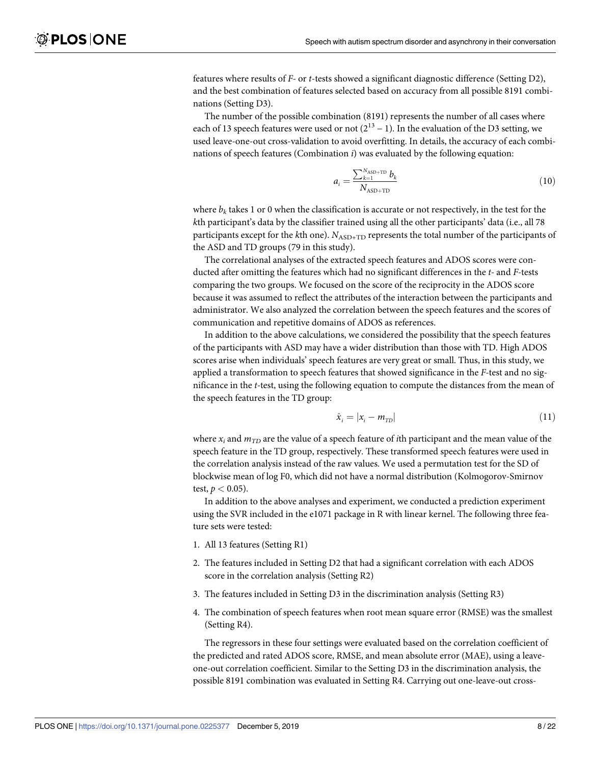features where results of *F*- or *t*-tests showed a significant diagnostic difference (Setting D2), and the best combination of features selected based on accuracy from all possible 8191 combinations (Setting D3).

The number of the possible combination (8191) represents the number of all cases where each of 13 speech features were used or not ($2^{13} - 1$). In the evaluation of the D3 setting, we used leave-one-out cross-validation to avoid overfitting. In details, the accuracy of each combinations of speech features (Combination *i*) was evaluated by the following equation:

$$a_i = \frac{\sum_{k=1}^{N_{\mathrm{ASD+TD}}} b_k}{N_{\mathrm{ASD+TD}}} \tag{10}$$

where $b_k$ takes 1 or 0 when the classification is accurate or not respectively, in the test for the *k*th participant's data by the classifier trained using all the other participants' data (i.e., all 78 participants except for the *k*th one). $N_{\mathrm{ASD+TD}}$ represents the total number of the participants of the ASD and TD groups (79 in this study).

The correlational analyses of the extracted speech features and ADOS scores were conducted after omitting the features which had no significant differences in the *t*- and *F*-tests comparing the two groups. We focused on the score of the reciprocity in the ADOS score because it was assumed to reflect the attributes of the interaction between the participants and administrator. We also analyzed the correlation between the speech features and the scores of communication and repetitive domains of ADOS as references.

In addition to the above calculations, we considered the possibility that the speech features of the participants with ASD may have a wider distribution than those with TD. High ADOS scores arise when individuals' speech features are very great or small. Thus, in this study, we applied a transformation to speech features that showed significance in the *F*-test and no significance in the *t*-test, using the following equation to compute the distances from the mean of the speech features in the TD group:

$$\hat{x}_i = |x_i - m_{TD}| \tag{11}$$

where $x_i$ and $m_{TD}$ are the value of a speech feature of *i*th participant and the mean value of the speech feature in the TD group, respectively. These transformed speech features were used in the correlation analysis instead of the raw values. We used a permutation test for the SD of blockwise mean of log F0, which did not have a normal distribution (Kolmogorov-Smirnov test, $p < 0.05$).

In addition to the above analyses and experiment, we conducted a prediction experiment using the SVR included in the e1071 package in R with linear kernel. The following three feature sets were tested:

1. All 13 features (Setting R1)
2. The features included in Setting D2 that had a significant correlation with each ADOS score in the correlation analysis (Setting R2)
3. The features included in Setting D3 in the discrimination analysis (Setting R3)
4. The combination of speech features when root mean square error (RMSE) was the smallest (Setting R4).

The regressors in these four settings were evaluated based on the correlation coefficient of the predicted and rated ADOS score, RMSE, and mean absolute error (MAE), using a leave-one-out correlation coefficient. Similar to the Setting D3 in the discrimination analysis, the possible 8191 combination was evaluated in Setting R4. Carrying out one-leave-out cross-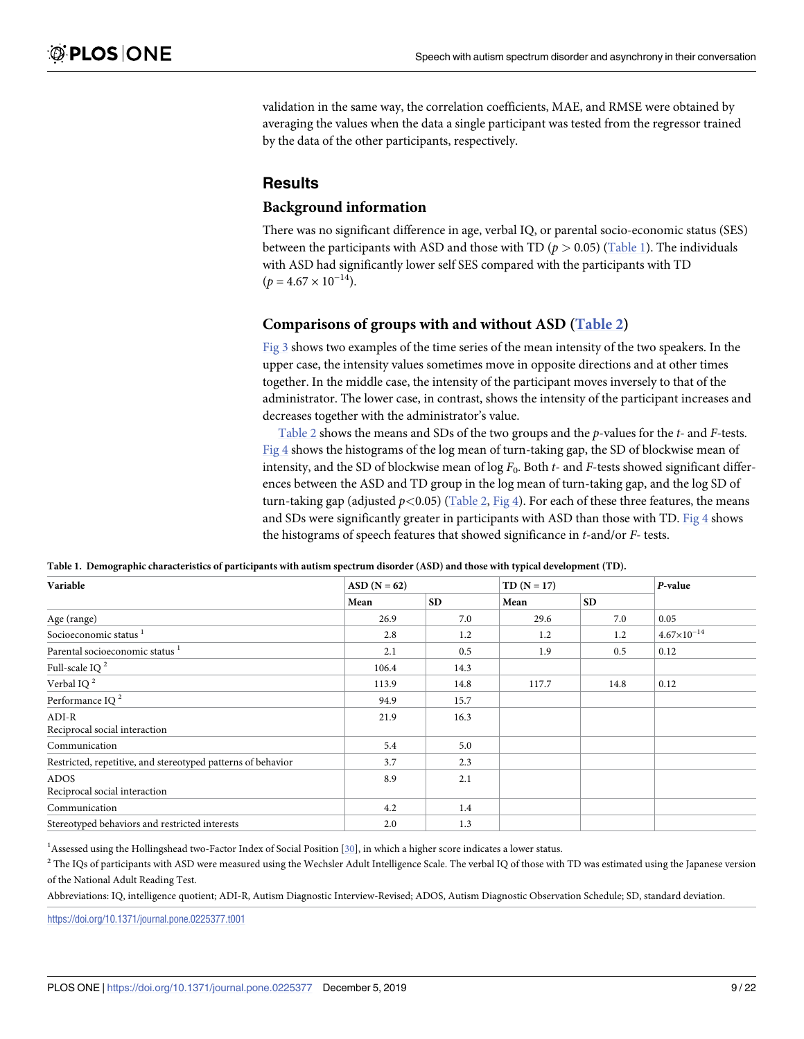validation in the same way, the correlation coefficients, MAE, and RMSE were obtained by averaging the values when the data a single participant was tested from the regressor trained by the data of the other participants, respectively.

## Results

### Background information

There was no significant difference in age, verbal IQ, or parental socio-economic status (SES) between the participants with ASD and those with TD ($p > 0.05$) (Table 1). The individuals with ASD had significantly lower self SES compared with the participants with TD ($p = 4.67 \times 10^{-14}$).

### Comparisons of groups with and without ASD (Table 2)

Fig 3 shows two examples of the time series of the mean intensity of the two speakers. In the upper case, the intensity values sometimes move in opposite directions and at other times together. In the middle case, the intensity of the participant moves inversely to that of the administrator. The lower case, in contrast, shows the intensity of the participant increases and decreases together with the administrator's value.

Table 2 shows the means and SDs of the two groups and the $p$-values for the $t$- and $F$-tests. Fig 4 shows the histograms of the log mean of turn-taking gap, the SD of blockwise mean of intensity, and the SD of blockwise mean of log $F_0$. Both $t$- and $F$-tests showed significant differences between the ASD and TD group in the log mean of turn-taking gap, and the log SD of turn-taking gap (adjusted $p<0.05$) (Table 2, Fig 4). For each of these three features, the means and SDs were significantly greater in participants with ASD than those with TD. Fig 4 shows the histograms of speech features that showed significance in $t$-and/or $F$- tests.

**Table 1. Demographic characteristics of participants with autism spectrum disorder (ASD) and those with typical development (TD).**

| Variable | ASD (N = 62) | | TD (N = 17) | | *P*-value |
|---|---|---|---|---|---|
| | Mean | SD | Mean | SD | |
| Age (range) | 26.9 | 7.0 | 29.6 | 7.0 | 0.05 |
| Socioeconomic status [1] | 2.8 | 1.2 | 1.2 | 1.2 | $4.67\times10^{-14}$ |
| Parental socioeconomic status [1] | 2.1 | 0.5 | 1.9 | 0.5 | 0.12 |
| Full-scale IQ [2] | 106.4 | 14.3 | | | |
| Verbal IQ [2] | 113.9 | 14.8 | 117.7 | 14.8 | 0.12 |
| Performance IQ [2] | 94.9 | 15.7 | | | |
| ADI-R Reciprocal social interaction | 21.9 | 16.3 | | | |
| Communication | 5.4 | 5.0 | | | |
| Restricted, repetitive, and stereotyped patterns of behavior | 3.7 | 2.3 | | | |
| ADOS Reciprocal social interaction | 8.9 | 2.1 | | | |
| Communication | 4.2 | 1.4 | | | |
| Stereotyped behaviors and restricted interests | 2.0 | 1.3 | | | |

[1] Assessed using the Hollingshead two-Factor Index of Social Position [30], in which a higher score indicates a lower status.

[2] The IQs of participants with ASD were measured using the Wechsler Adult Intelligence Scale. The verbal IQ of those with TD was estimated using the Japanese version of the National Adult Reading Test.

Abbreviations: IQ, intelligence quotient; ADI-R, Autism Diagnostic Interview-Revised; ADOS, Autism Diagnostic Observation Schedule; SD, standard deviation.

https://doi.org/10.1371/journal.pone.0225377.t001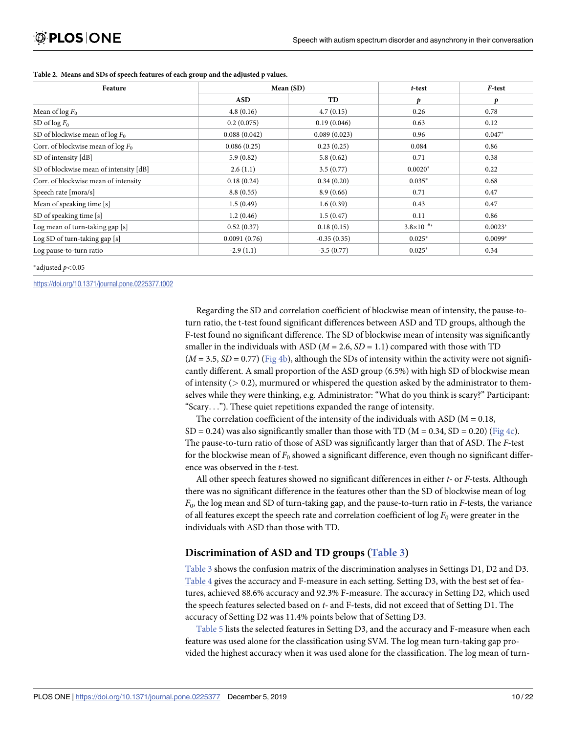**Table 2. Means and SDs of speech features of each group and the adjusted p values.**

| Feature | Mean (SD) | | *t*-test | *F*-test |
|---|---|---|---|---|
| | ASD | TD | *p* | *p* |
| Mean of log $F_0$ | 4.8 (0.16) | 4.7 (0.15) | 0.26 | 0.78 |
| SD of log $F_0$ | 0.2 (0.075) | 0.19 (0.046) | 0.63 | 0.12 |
| SD of blockwise mean of log $F_0$ | 0.088 (0.042) | 0.089 (0.023) | 0.96 | 0.047* |
| Corr. of blockwise mean of log $F_0$ | 0.086 (0.25) | 0.23 (0.25) | 0.084 | 0.86 |
| SD of intensity [dB] | 5.9 (0.82) | 5.8 (0.62) | 0.71 | 0.38 |
| SD of blockwise mean of intensity [dB] | 2.6 (1.1) | 3.5 (0.77) | 0.0020* | 0.22 |
| Corr. of blockwise mean of intensity | 0.18 (0.24) | 0.34 (0.20) | 0.035* | 0.68 |
| Speech rate [mora/s] | 8.8 (0.55) | 8.9 (0.66) | 0.71 | 0.47 |
| Mean of speaking time [s] | 1.5 (0.49) | 1.6 (0.39) | 0.43 | 0.47 |
| SD of speaking time [s] | 1.2 (0.46) | 1.5 (0.47) | 0.11 | 0.86 |
| Log mean of turn-taking gap [s] | 0.52 (0.37) | 0.18 (0.15) | $3.8{\times}10^{-6}$* | 0.0023* |
| Log SD of turn-taking gap [s] | 0.0091 (0.76) | -0.35 (0.35) | 0.025* | 0.0099* |
| Log pause-to-turn ratio | -2.9 (1.1) | -3.5 (0.77) | 0.025* | 0.34 |

*adjusted $p<0.05$

https://doi.org/10.1371/journal.pone.0225377.t002

Regarding the SD and correlation coefficient of blockwise mean of intensity, the pause-to-turn ratio, the t-test found significant differences between ASD and TD groups, although the F-test found no significant difference. The SD of blockwise mean of intensity was significantly smaller in the individuals with ASD ($M = 2.6$, $SD = 1.1$) compared with those with TD ($M = 3.5$, $SD = 0.77$) (Fig 4b), although the SDs of intensity within the activity were not significantly different. A small proportion of the ASD group (6.5%) with high SD of blockwise mean of intensity ($> 0.2$), murmured or whispered the question asked by the administrator to themselves while they were thinking, e.g. Administrator: "What do you think is scary?" Participant: "Scary. . ."). These quiet repetitions expanded the range of intensity.

The correlation coefficient of the intensity of the individuals with ASD (M = 0.18, SD = 0.24) was also significantly smaller than those with TD (M = 0.34, SD = 0.20) (Fig 4c). The pause-to-turn ratio of those of ASD was significantly larger than that of ASD. The *F*-test for the blockwise mean of $F_0$ showed a significant difference, even though no significant difference was observed in the *t*-test.

All other speech features showed no significant differences in either *t*- or *F*-tests. Although there was no significant difference in the features other than the SD of blockwise mean of log $F_0$, the log mean and SD of turn-taking gap, and the pause-to-turn ratio in *F*-tests, the variance of all features except the speech rate and correlation coefficient of log $F_0$ were greater in the individuals with ASD than those with TD.

## Discrimination of ASD and TD groups (Table 3)

Table 3 shows the confusion matrix of the discrimination analyses in Settings D1, D2 and D3. Table 4 gives the accuracy and F-measure in each setting. Setting D3, with the best set of features, achieved 88.6% accuracy and 92.3% F-measure. The accuracy in Setting D2, which used the speech features selected based on *t*- and F-tests, did not exceed that of Setting D1. The accuracy of Setting D2 was 11.4% points below that of Setting D3.

Table 5 lists the selected features in Setting D3, and the accuracy and F-measure when each feature was used alone for the classification using SVM. The log mean turn-taking gap provided the highest accuracy when it was used alone for the classification. The log mean of turn-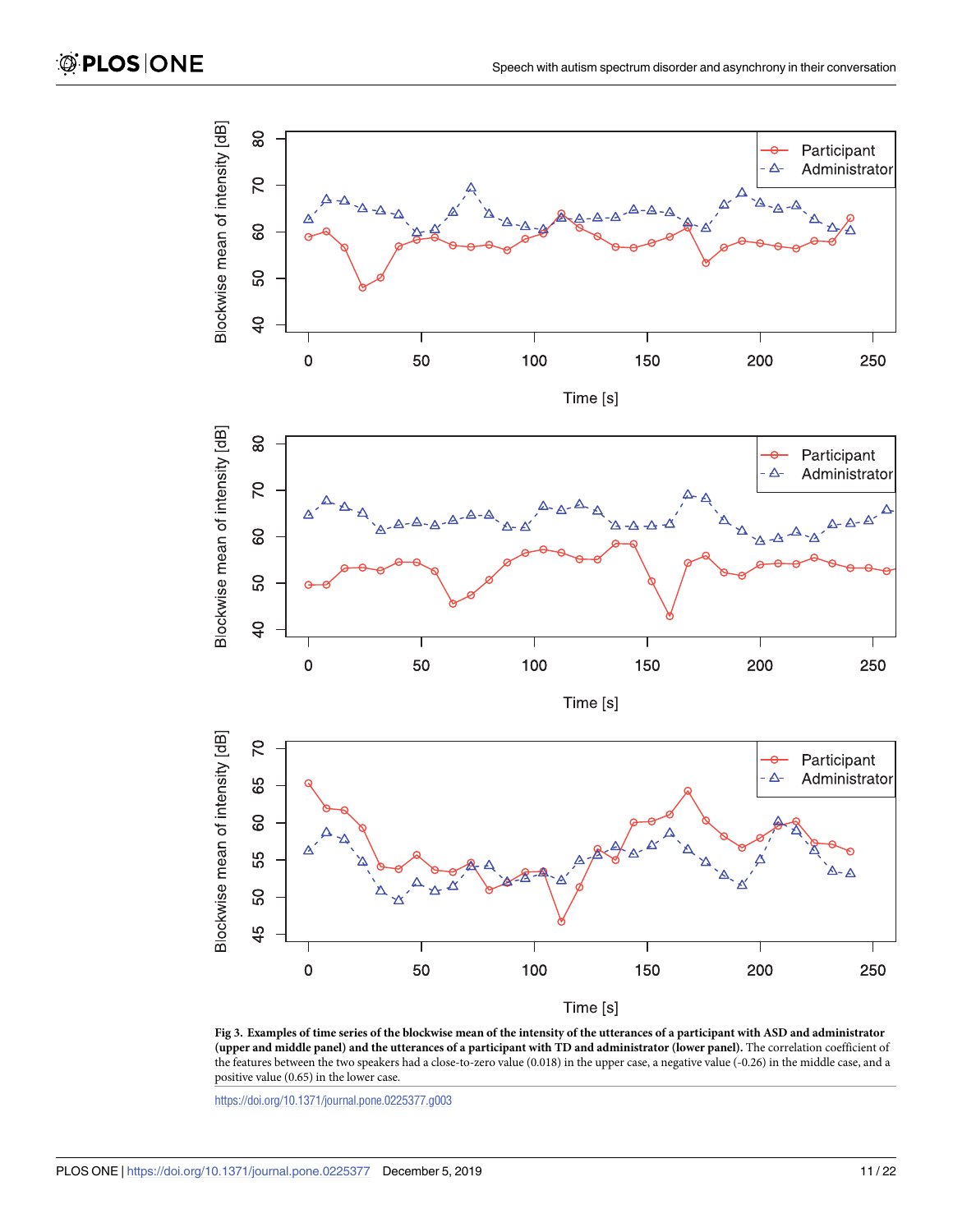**Fig 3. Examples of time series of the blockwise mean of the intensity of the utterances of a participant with ASD and administrator (upper and middle panel) and the utterances of a participant with TD and administrator (lower panel).** The correlation coefficient of the features between the two speakers had a close-to-zero value (0.018) in the upper case, a negative value (-0.26) in the middle case, and a positive value (0.65) in the lower case.

https://doi.org/10.1371/journal.pone.0225377.g003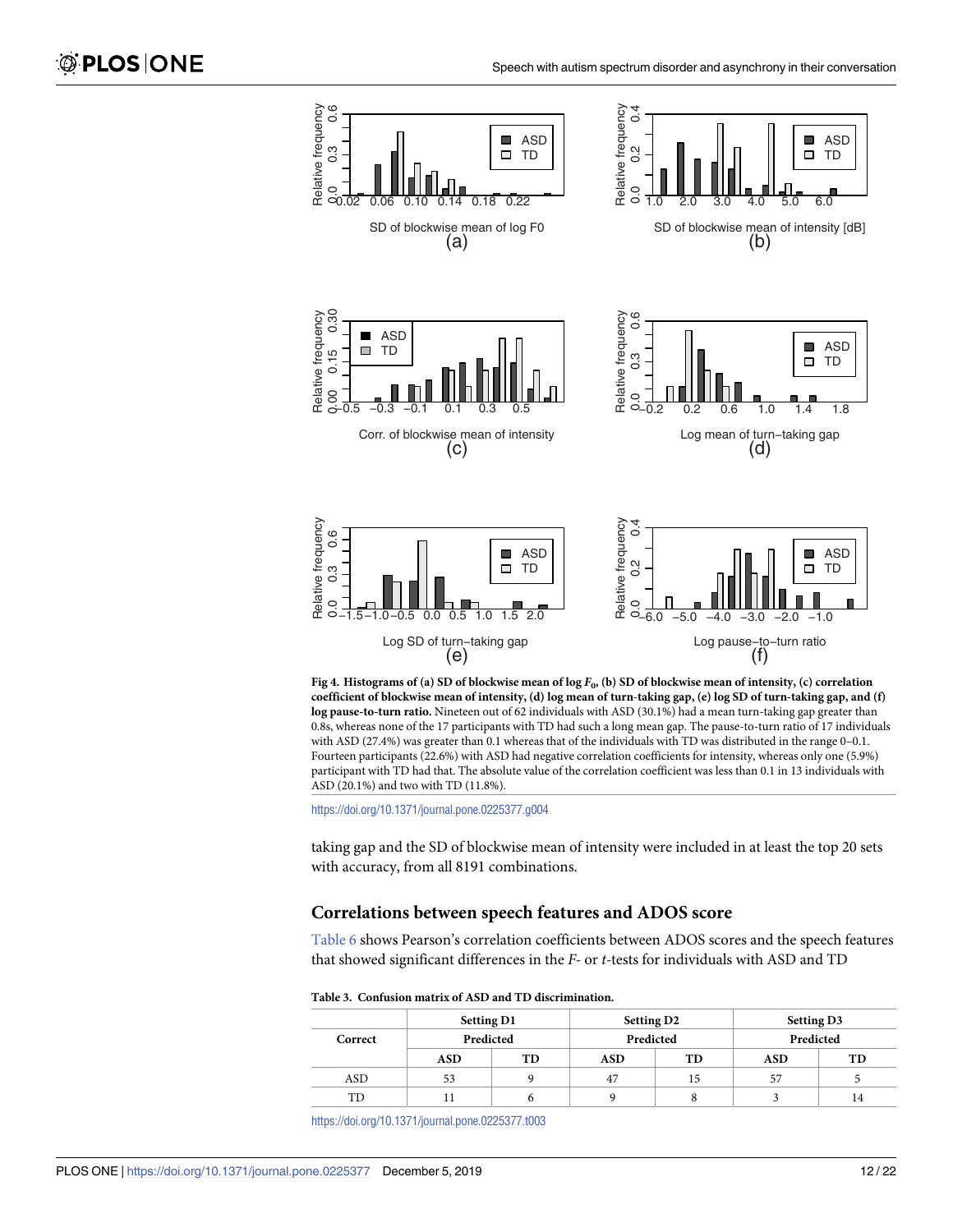Fig 4. Histograms of (a) SD of blockwise mean of log $F_0$, (b) SD of blockwise mean of intensity, (c) correlation coefficient of blockwise mean of intensity, (d) log mean of turn-taking gap, (e) log SD of turn-taking gap, and (f) log pause-to-turn ratio. Nineteen out of 62 individuals with ASD (30.1%) had a mean turn-taking gap greater than 0.8s, whereas none of the 17 participants with TD had such a long mean gap. The pause-to-turn ratio of 17 individuals with ASD (27.4%) was greater than 0.1 whereas that of the individuals with TD was distributed in the range 0–0.1. Fourteen participants (22.6%) with ASD had negative correlation coefficients for intensity, whereas only one (5.9%) participant with TD had that. The absolute value of the correlation coefficient was less than 0.1 in 13 individuals with ASD (20.1%) and two with TD (11.8%).

https://doi.org/10.1371/journal.pone.0225377.g004

taking gap and the SD of blockwise mean of intensity were included in at least the top 20 sets with accuracy, from all 8191 combinations.

## Correlations between speech features and ADOS score

Table 6 shows Pearson's correlation coefficients between ADOS scores and the speech features that showed significant differences in the *F*- or *t*-tests for individuals with ASD and TD

**Table 3. Confusion matrix of ASD and TD discrimination.**

| Correct | Setting D1 | | Setting D2 | | Setting D3 | |
|---|---|---|---|---|---|---|
| | Predicted | | Predicted | | Predicted | |
| | ASD | TD | ASD | TD | ASD | TD |
| ASD | 53 | 9 | 47 | 15 | 57 | 5 |
| TD | 11 | 6 | 9 | 8 | 3 | 14 |

https://doi.org/10.1371/journal.pone.0225377.t003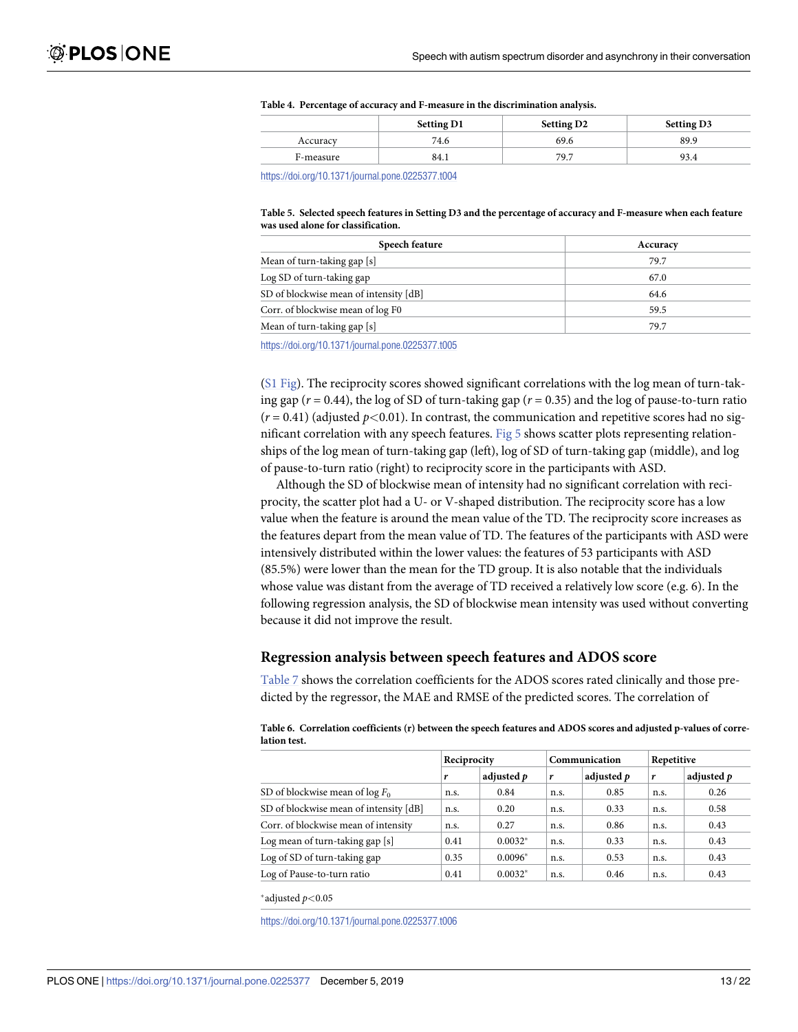**Table 4. Percentage of accuracy and F-measure in the discrimination analysis.**

| | Setting D1 | Setting D2 | Setting D3 |
|---|---|---|---|
| Accuracy | 74.6 | 69.6 | 89.9 |
| F-measure | 84.1 | 79.7 | 93.4 |

https://doi.org/10.1371/journal.pone.0225377.t004

**Table 5. Selected speech features in Setting D3 and the percentage of accuracy and F-measure when each feature was used alone for classification.**

| Speech feature | Accuracy |
|---|---|
| Mean of turn-taking gap [s] | 79.7 |
| Log SD of turn-taking gap | 67.0 |
| SD of blockwise mean of intensity [dB] | 64.6 |
| Corr. of blockwise mean of log F0 | 59.5 |
| Mean of turn-taking gap [s] | 79.7 |

https://doi.org/10.1371/journal.pone.0225377.t005

(S1 Fig). The reciprocity scores showed significant correlations with the log mean of turn-taking gap ($r = 0.44$), the log of SD of turn-taking gap ($r = 0.35$) and the log of pause-to-turn ratio ($r = 0.41$) (adjusted $p<0.01$). In contrast, the communication and repetitive scores had no significant correlation with any speech features. Fig 5 shows scatter plots representing relationships of the log mean of turn-taking gap (left), log of SD of turn-taking gap (middle), and log of pause-to-turn ratio (right) to reciprocity score in the participants with ASD.

Although the SD of blockwise mean of intensity had no significant correlation with reciprocity, the scatter plot had a U- or V-shaped distribution. The reciprocity score has a low value when the feature is around the mean value of the TD. The reciprocity score increases as the features depart from the mean value of TD. The features of the participants with ASD were intensively distributed within the lower values: the features of 53 participants with ASD (85.5%) were lower than the mean for the TD group. It is also notable that the individuals whose value was distant from the average of TD received a relatively low score (e.g. 6). In the following regression analysis, the SD of blockwise mean intensity was used without converting because it did not improve the result.

## Regression analysis between speech features and ADOS score

Table 7 shows the correlation coefficients for the ADOS scores rated clinically and those predicted by the regressor, the MAE and RMSE of the predicted scores. The correlation of

**Table 6. Correlation coefficients (r) between the speech features and ADOS scores and adjusted p-values of correlation test.**

| | Reciprocity | | Communication | | Repetitive | |
|---|---|---|---|---|---|---|
| | $r$ | adjusted $p$ | $r$ | adjusted $p$ | $r$ | adjusted $p$ |
| SD of blockwise mean of log $F_0$ | n.s. | 0.84 | n.s. | 0.85 | n.s. | 0.26 |
| SD of blockwise mean of intensity [dB] | n.s. | 0.20 | n.s. | 0.33 | n.s. | 0.58 |
| Corr. of blockwise mean of intensity | n.s. | 0.27 | n.s. | 0.86 | n.s. | 0.43 |
| Log mean of turn-taking gap [s] | 0.41 | 0.0032* | n.s. | 0.33 | n.s. | 0.43 |
| Log of SD of turn-taking gap | 0.35 | 0.0096* | n.s. | 0.53 | n.s. | 0.43 |
| Log of Pause-to-turn ratio | 0.41 | 0.0032* | n.s. | 0.46 | n.s. | 0.43 |

*adjusted $p<0.05$

https://doi.org/10.1371/journal.pone.0225377.t006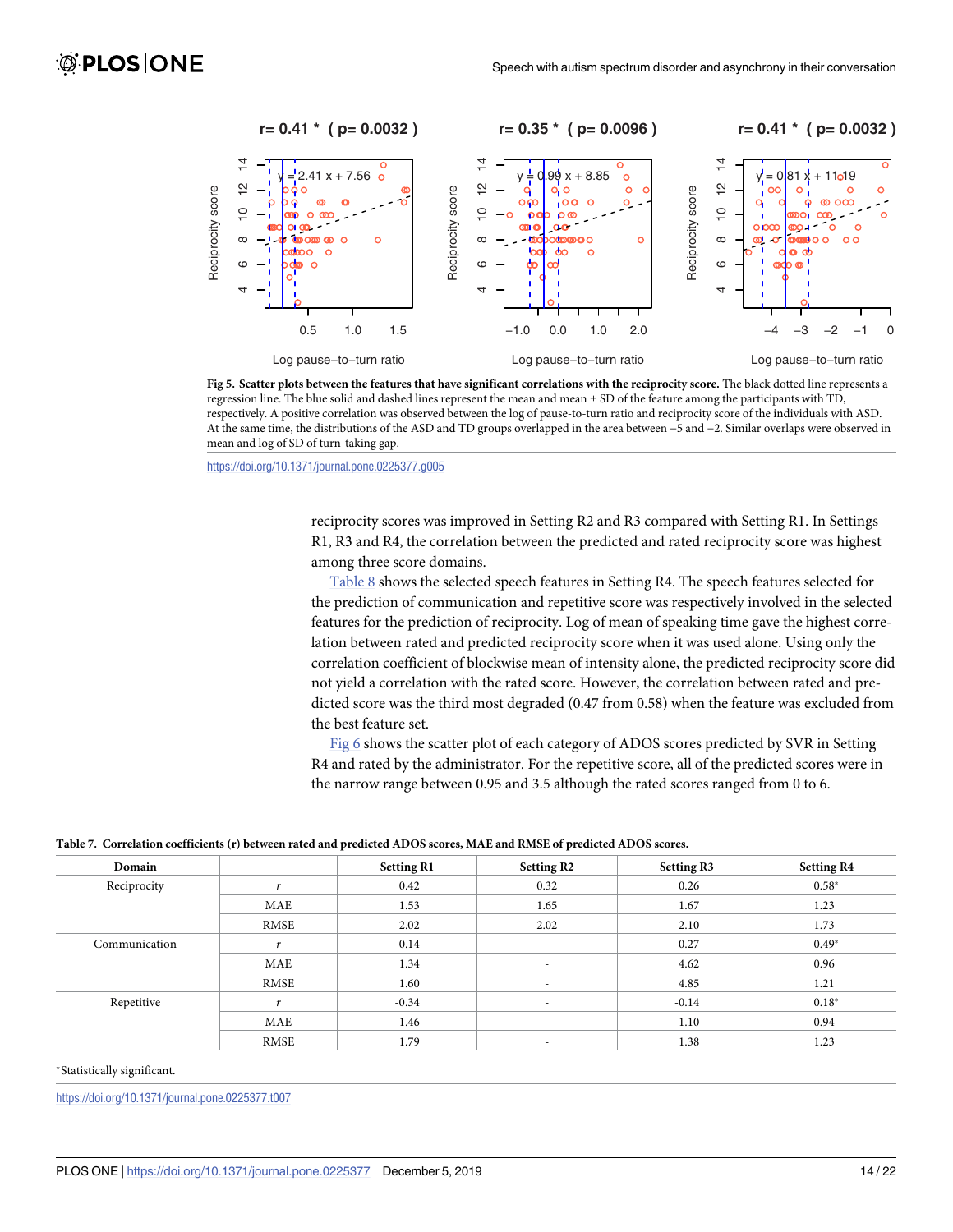Fig 5. Scatter plots between the features that have significant correlations with the reciprocity score. The black dotted line represents a regression line. The blue solid and dashed lines represent the mean and mean ± SD of the feature among the participants with TD, respectively. A positive correlation was observed between the log of pause-to-turn ratio and reciprocity score of the individuals with ASD. At the same time, the distributions of the ASD and TD groups overlapped in the area between −5 and −2. Similar overlaps were observed in mean and log of SD of turn-taking gap.

https://doi.org/10.1371/journal.pone.0225377.g005

reciprocity scores was improved in Setting R2 and R3 compared with Setting R1. In Settings R1, R3 and R4, the correlation between the predicted and rated reciprocity score was highest among three score domains.

Table 8 shows the selected speech features in Setting R4. The speech features selected for the prediction of communication and repetitive score was respectively involved in the selected features for the prediction of reciprocity. Log of mean of speaking time gave the highest correlation between rated and predicted reciprocity score when it was used alone. Using only the correlation coefficient of blockwise mean of intensity alone, the predicted reciprocity score did not yield a correlation with the rated score. However, the correlation between rated and predicted score was the third most degraded (0.47 from 0.58) when the feature was excluded from the best feature set.

Fig 6 shows the scatter plot of each category of ADOS scores predicted by SVR in Setting R4 and rated by the administrator. For the repetitive score, all of the predicted scores were in the narrow range between 0.95 and 3.5 although the rated scores ranged from 0 to 6.

**Table 7. Correlation coefficients (r) between rated and predicted ADOS scores, MAE and RMSE of predicted ADOS scores.**

| Domain | | Setting R1 | Setting R2 | Setting R3 | Setting R4 |
|---|---|---|---|---|---|
| Reciprocity | *r* | 0.42 | 0.32 | 0.26 | 0.58* |
| | MAE | 1.53 | 1.65 | 1.67 | 1.23 |
| | RMSE | 2.02 | 2.02 | 2.10 | 1.73 |
| Communication | *r* | 0.14 | - | 0.27 | 0.49* |
| | MAE | 1.34 | - | 4.62 | 0.96 |
| | RMSE | 1.60 | - | 4.85 | 1.21 |
| Repetitive | *r* | -0.34 | - | -0.14 | 0.18* |
| | MAE | 1.46 | - | 1.10 | 0.94 |
| | RMSE | 1.79 | - | 1.38 | 1.23 |

*Statistically significant.

https://doi.org/10.1371/journal.pone.0225377.t007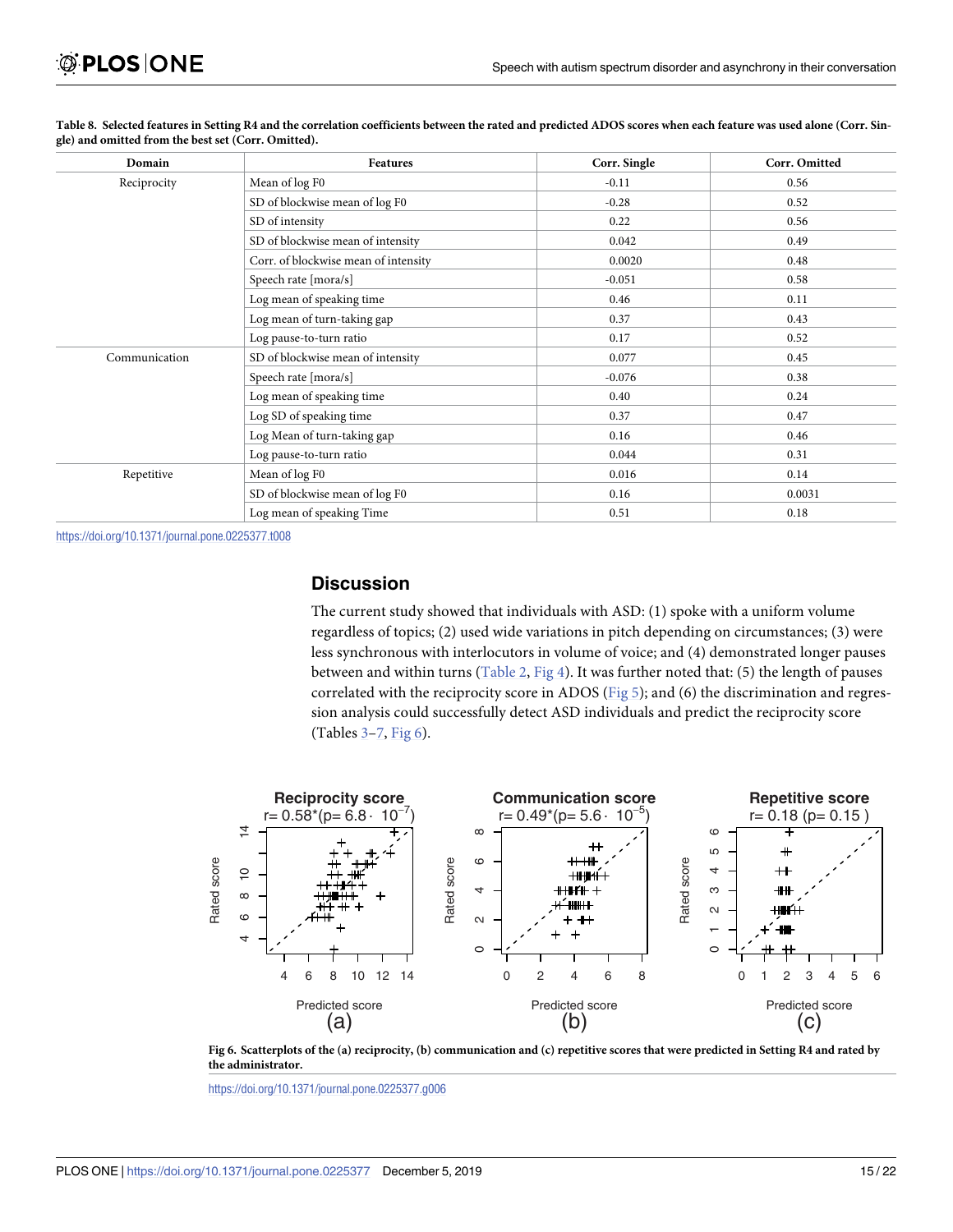**Table 8. Selected features in Setting R4 and the correlation coefficients between the rated and predicted ADOS scores when each feature was used alone (Corr. Single) and omitted from the best set (Corr. Omitted).**

| Domain | Features | Corr. Single | Corr. Omitted |
|---|---|---|---|
| Reciprocity | Mean of log F0 | -0.11 | 0.56 |
| | SD of blockwise mean of log F0 | -0.28 | 0.52 |
| | SD of intensity | 0.22 | 0.56 |
| | SD of blockwise mean of intensity | 0.042 | 0.49 |
| | Corr. of blockwise mean of intensity | 0.0020 | 0.48 |
| | Speech rate [mora/s] | -0.051 | 0.58 |
| | Log mean of speaking time | 0.46 | 0.11 |
| | Log mean of turn-taking gap | 0.37 | 0.43 |
| | Log pause-to-turn ratio | 0.17 | 0.52 |
| Communication | SD of blockwise mean of intensity | 0.077 | 0.45 |
| | Speech rate [mora/s] | -0.076 | 0.38 |
| | Log mean of speaking time | 0.40 | 0.24 |
| | Log SD of speaking time | 0.37 | 0.47 |
| | Log Mean of turn-taking gap | 0.16 | 0.46 |
| | Log pause-to-turn ratio | 0.044 | 0.31 |
| Repetitive | Mean of log F0 | 0.016 | 0.14 |
| | SD of blockwise mean of log F0 | 0.16 | 0.0031 |
| | Log mean of speaking Time | 0.51 | 0.18 |

https://doi.org/10.1371/journal.pone.0225377.t008

## Discussion

The current study showed that individuals with ASD: (1) spoke with a uniform volume regardless of topics; (2) used wide variations in pitch depending on circumstances; (3) were less synchronous with interlocutors in volume of voice; and (4) demonstrated longer pauses between and within turns (Table 2, Fig 4). It was further noted that: (5) the length of pauses correlated with the reciprocity score in ADOS (Fig 5); and (6) the discrimination and regression analysis could successfully detect ASD individuals and predict the reciprocity score (Tables 3–7, Fig 6).

**Fig 6. Scatterplots of the (a) reciprocity, (b) communication and (c) repetitive scores that were predicted in Setting R4 and rated by the administrator.**

https://doi.org/10.1371/journal.pone.0225377.g006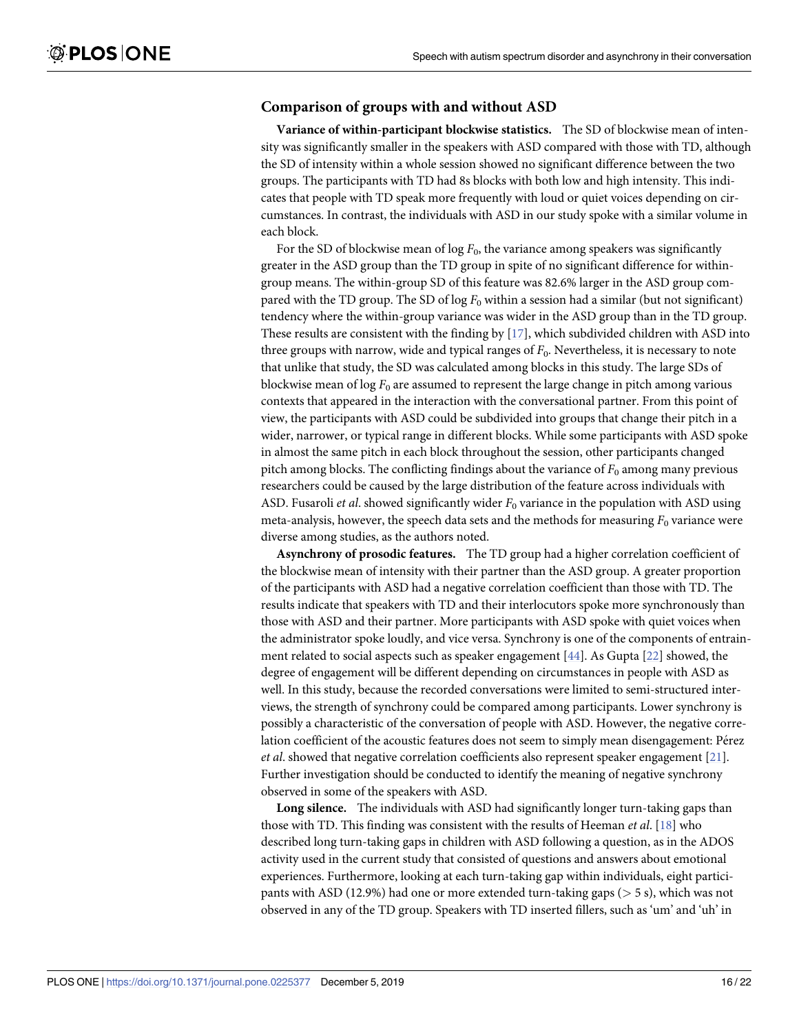## Comparison of groups with and without ASD

**Variance of within-participant blockwise statistics.** The SD of blockwise mean of intensity was significantly smaller in the speakers with ASD compared with those with TD, although the SD of intensity within a whole session showed no significant difference between the two groups. The participants with TD had 8s blocks with both low and high intensity. This indicates that people with TD speak more frequently with loud or quiet voices depending on circumstances. In contrast, the individuals with ASD in our study spoke with a similar volume in each block.

For the SD of blockwise mean of log $F_0$, the variance among speakers was significantly greater in the ASD group than the TD group in spite of no significant difference for within-group means. The within-group SD of this feature was 82.6% larger in the ASD group compared with the TD group. The SD of log $F_0$ within a session had a similar (but not significant) tendency where the within-group variance was wider in the ASD group than in the TD group. These results are consistent with the finding by [17], which subdivided children with ASD into three groups with narrow, wide and typical ranges of $F_0$. Nevertheless, it is necessary to note that unlike that study, the SD was calculated among blocks in this study. The large SDs of blockwise mean of log $F_0$ are assumed to represent the large change in pitch among various contexts that appeared in the interaction with the conversational partner. From this point of view, the participants with ASD could be subdivided into groups that change their pitch in a wider, narrower, or typical range in different blocks. While some participants with ASD spoke in almost the same pitch in each block throughout the session, other participants changed pitch among blocks. The conflicting findings about the variance of $F_0$ among many previous researchers could be caused by the large distribution of the feature across individuals with ASD. Fusaroli *et al*. showed significantly wider $F_0$ variance in the population with ASD using meta-analysis, however, the speech data sets and the methods for measuring $F_0$ variance were diverse among studies, as the authors noted.

**Asynchrony of prosodic features.** The TD group had a higher correlation coefficient of the blockwise mean of intensity with their partner than the ASD group. A greater proportion of the participants with ASD had a negative correlation coefficient than those with TD. The results indicate that speakers with TD and their interlocutors spoke more synchronously than those with ASD and their partner. More participants with ASD spoke with quiet voices when the administrator spoke loudly, and vice versa. Synchrony is one of the components of entrainment related to social aspects such as speaker engagement [44]. As Gupta [22] showed, the degree of engagement will be different depending on circumstances in people with ASD as well. In this study, because the recorded conversations were limited to semi-structured interviews, the strength of synchrony could be compared among participants. Lower synchrony is possibly a characteristic of the conversation of people with ASD. However, the negative correlation coefficient of the acoustic features does not seem to simply mean disengagement: Pérez *et al*. showed that negative correlation coefficients also represent speaker engagement [21]. Further investigation should be conducted to identify the meaning of negative synchrony observed in some of the speakers with ASD.

**Long silence.** The individuals with ASD had significantly longer turn-taking gaps than those with TD. This finding was consistent with the results of Heeman *et al*. [18] who described long turn-taking gaps in children with ASD following a question, as in the ADOS activity used in the current study that consisted of questions and answers about emotional experiences. Furthermore, looking at each turn-taking gap within individuals, eight participants with ASD (12.9%) had one or more extended turn-taking gaps ($>$ 5 s), which was not observed in any of the TD group. Speakers with TD inserted fillers, such as 'um' and 'uh' in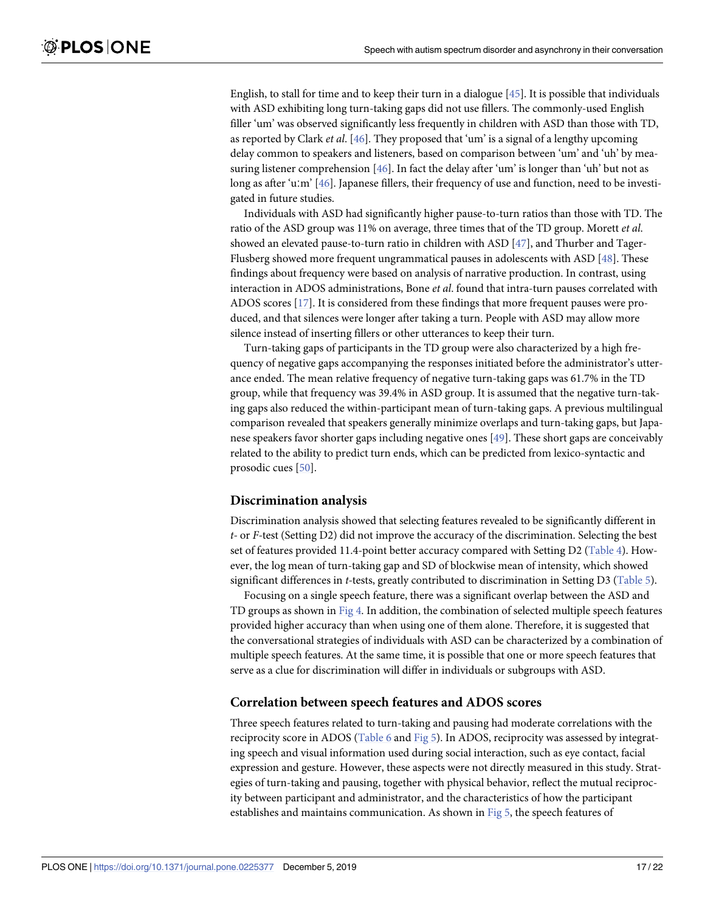English, to stall for time and to keep their turn in a dialogue [45]. It is possible that individuals with ASD exhibiting long turn-taking gaps did not use fillers. The commonly-used English filler 'um' was observed significantly less frequently in children with ASD than those with TD, as reported by Clark *et al*. [46]. They proposed that 'um' is a signal of a lengthy upcoming delay common to speakers and listeners, based on comparison between 'um' and 'uh' by measuring listener comprehension [46]. In fact the delay after 'um' is longer than 'uh' but not as long as after 'uːm' [46]. Japanese fillers, their frequency of use and function, need to be investigated in future studies.

Individuals with ASD had significantly higher pause-to-turn ratios than those with TD. The ratio of the ASD group was 11% on average, three times that of the TD group. Morett *et al*. showed an elevated pause-to-turn ratio in children with ASD [47], and Thurber and Tager-Flusberg showed more frequent ungrammatical pauses in adolescents with ASD [48]. These findings about frequency were based on analysis of narrative production. In contrast, using interaction in ADOS administrations, Bone *et al*. found that intra-turn pauses correlated with ADOS scores [17]. It is considered from these findings that more frequent pauses were produced, and that silences were longer after taking a turn. People with ASD may allow more silence instead of inserting fillers or other utterances to keep their turn.

Turn-taking gaps of participants in the TD group were also characterized by a high frequency of negative gaps accompanying the responses initiated before the administrator's utterance ended. The mean relative frequency of negative turn-taking gaps was 61.7% in the TD group, while that frequency was 39.4% in ASD group. It is assumed that the negative turn-taking gaps also reduced the within-participant mean of turn-taking gaps. A previous multilingual comparison revealed that speakers generally minimize overlaps and turn-taking gaps, but Japanese speakers favor shorter gaps including negative ones [49]. These short gaps are conceivably related to the ability to predict turn ends, which can be predicted from lexico-syntactic and prosodic cues [50].

## Discrimination analysis

Discrimination analysis showed that selecting features revealed to be significantly different in *t*- or *F*-test (Setting D2) did not improve the accuracy of the discrimination. Selecting the best set of features provided 11.4-point better accuracy compared with Setting D2 (Table 4). However, the log mean of turn-taking gap and SD of blockwise mean of intensity, which showed significant differences in *t*-tests, greatly contributed to discrimination in Setting D3 (Table 5).

Focusing on a single speech feature, there was a significant overlap between the ASD and TD groups as shown in Fig 4. In addition, the combination of selected multiple speech features provided higher accuracy than when using one of them alone. Therefore, it is suggested that the conversational strategies of individuals with ASD can be characterized by a combination of multiple speech features. At the same time, it is possible that one or more speech features that serve as a clue for discrimination will differ in individuals or subgroups with ASD.

## Correlation between speech features and ADOS scores

Three speech features related to turn-taking and pausing had moderate correlations with the reciprocity score in ADOS (Table 6 and Fig 5). In ADOS, reciprocity was assessed by integrating speech and visual information used during social interaction, such as eye contact, facial expression and gesture. However, these aspects were not directly measured in this study. Strategies of turn-taking and pausing, together with physical behavior, reflect the mutual reciprocity between participant and administrator, and the characteristics of how the participant establishes and maintains communication. As shown in Fig 5, the speech features of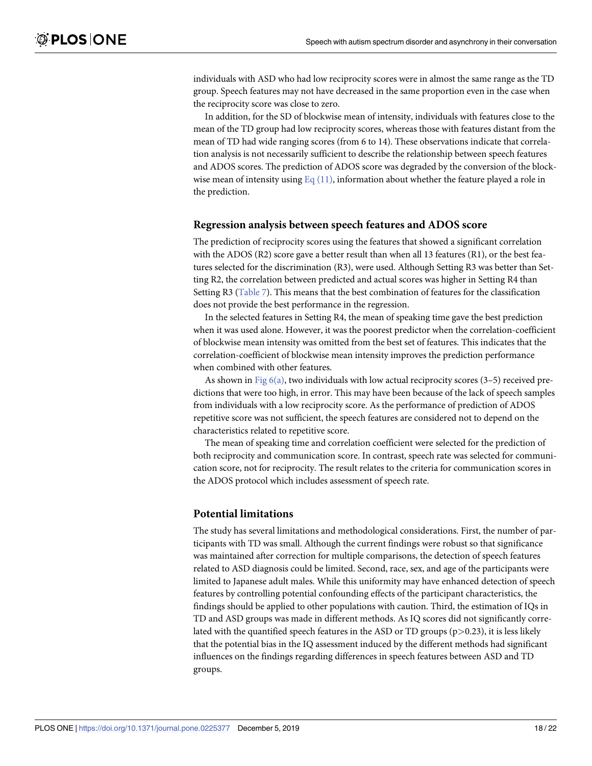individuals with ASD who had low reciprocity scores were in almost the same range as the TD group. Speech features may not have decreased in the same proportion even in the case when the reciprocity score was close to zero.

In addition, for the SD of blockwise mean of intensity, individuals with features close to the mean of the TD group had low reciprocity scores, whereas those with features distant from the mean of TD had wide ranging scores (from 6 to 14). These observations indicate that correlation analysis is not necessarily sufficient to describe the relationship between speech features and ADOS scores. The prediction of ADOS score was degraded by the conversion of the blockwise mean of intensity using Eq (11), information about whether the feature played a role in the prediction.

### Regression analysis between speech features and ADOS score

The prediction of reciprocity scores using the features that showed a significant correlation with the ADOS (R2) score gave a better result than when all 13 features (R1), or the best features selected for the discrimination (R3), were used. Although Setting R3 was better than Setting R2, the correlation between predicted and actual scores was higher in Setting R4 than Setting R3 (Table 7). This means that the best combination of features for the classification does not provide the best performance in the regression.

In the selected features in Setting R4, the mean of speaking time gave the best prediction when it was used alone. However, it was the poorest predictor when the correlation-coefficient of blockwise mean intensity was omitted from the best set of features. This indicates that the correlation-coefficient of blockwise mean intensity improves the prediction performance when combined with other features.

As shown in Fig 6(a), two individuals with low actual reciprocity scores (3–5) received predictions that were too high, in error. This may have been because of the lack of speech samples from individuals with a low reciprocity score. As the performance of prediction of ADOS repetitive score was not sufficient, the speech features are considered not to depend on the characteristics related to repetitive score.

The mean of speaking time and correlation coefficient were selected for the prediction of both reciprocity and communication score. In contrast, speech rate was selected for communication score, not for reciprocity. The result relates to the criteria for communication scores in the ADOS protocol which includes assessment of speech rate.

### Potential limitations

The study has several limitations and methodological considerations. First, the number of participants with TD was small. Although the current findings were robust so that significance was maintained after correction for multiple comparisons, the detection of speech features related to ASD diagnosis could be limited. Second, race, sex, and age of the participants were limited to Japanese adult males. While this uniformity may have enhanced detection of speech features by controlling potential confounding effects of the participant characteristics, the findings should be applied to other populations with caution. Third, the estimation of IQs in TD and ASD groups was made in different methods. As IQ scores did not significantly correlated with the quantified speech features in the ASD or TD groups ($p>0.23$), it is less likely that the potential bias in the IQ assessment induced by the different methods had significant influences on the findings regarding differences in speech features between ASD and TD groups.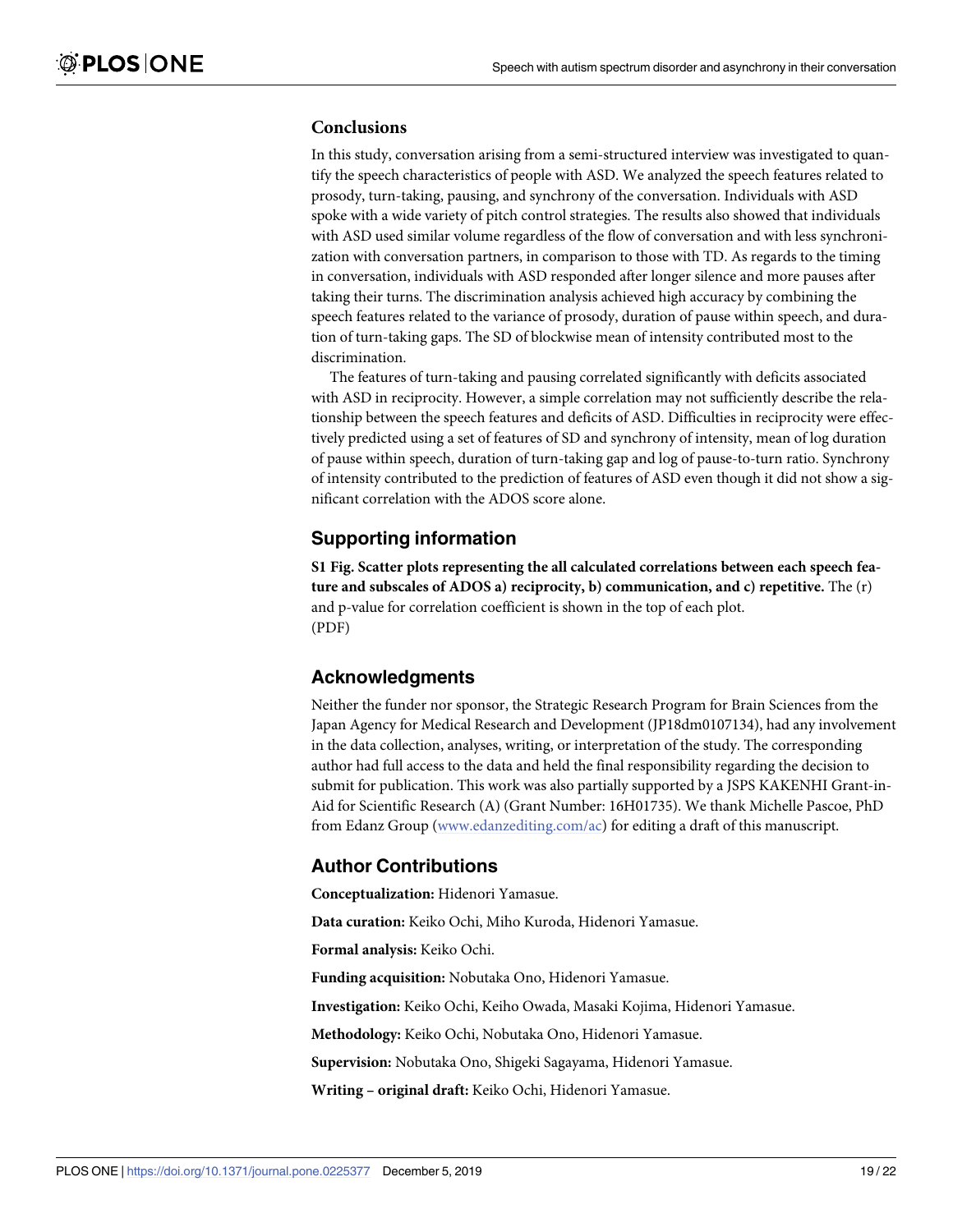## Conclusions

In this study, conversation arising from a semi-structured interview was investigated to quantify the speech characteristics of people with ASD. We analyzed the speech features related to prosody, turn-taking, pausing, and synchrony of the conversation. Individuals with ASD spoke with a wide variety of pitch control strategies. The results also showed that individuals with ASD used similar volume regardless of the flow of conversation and with less synchronization with conversation partners, in comparison to those with TD. As regards to the timing in conversation, individuals with ASD responded after longer silence and more pauses after taking their turns. The discrimination analysis achieved high accuracy by combining the speech features related to the variance of prosody, duration of pause within speech, and duration of turn-taking gaps. The SD of blockwise mean of intensity contributed most to the discrimination.

The features of turn-taking and pausing correlated significantly with deficits associated with ASD in reciprocity. However, a simple correlation may not sufficiently describe the relationship between the speech features and deficits of ASD. Difficulties in reciprocity were effectively predicted using a set of features of SD and synchrony of intensity, mean of log duration of pause within speech, duration of turn-taking gap and log of pause-to-turn ratio. Synchrony of intensity contributed to the prediction of features of ASD even though it did not show a significant correlation with the ADOS score alone.

## Supporting information

**S1 Fig. Scatter plots representing the all calculated correlations between each speech feature and subscales of ADOS a) reciprocity, b) communication, and c) repetitive.** The (r) and p-value for correlation coefficient is shown in the top of each plot.
(PDF)

## Acknowledgments

Neither the funder nor sponsor, the Strategic Research Program for Brain Sciences from the Japan Agency for Medical Research and Development (JP18dm0107134), had any involvement in the data collection, analyses, writing, or interpretation of the study. The corresponding author had full access to the data and held the final responsibility regarding the decision to submit for publication. This work was also partially supported by a JSPS KAKENHI Grant-in-Aid for Scientific Research (A) (Grant Number: 16H01735). We thank Michelle Pascoe, PhD from Edanz Group (www.edanzediting.com/ac) for editing a draft of this manuscript.

## Author Contributions

**Conceptualization:** Hidenori Yamasue.

**Data curation:** Keiko Ochi, Miho Kuroda, Hidenori Yamasue.

**Formal analysis:** Keiko Ochi.

**Funding acquisition:** Nobutaka Ono, Hidenori Yamasue.

**Investigation:** Keiko Ochi, Keiho Owada, Masaki Kojima, Hidenori Yamasue.

**Methodology:** Keiko Ochi, Nobutaka Ono, Hidenori Yamasue.

**Supervision:** Nobutaka Ono, Shigeki Sagayama, Hidenori Yamasue.

**Writing – original draft:** Keiko Ochi, Hidenori Yamasue.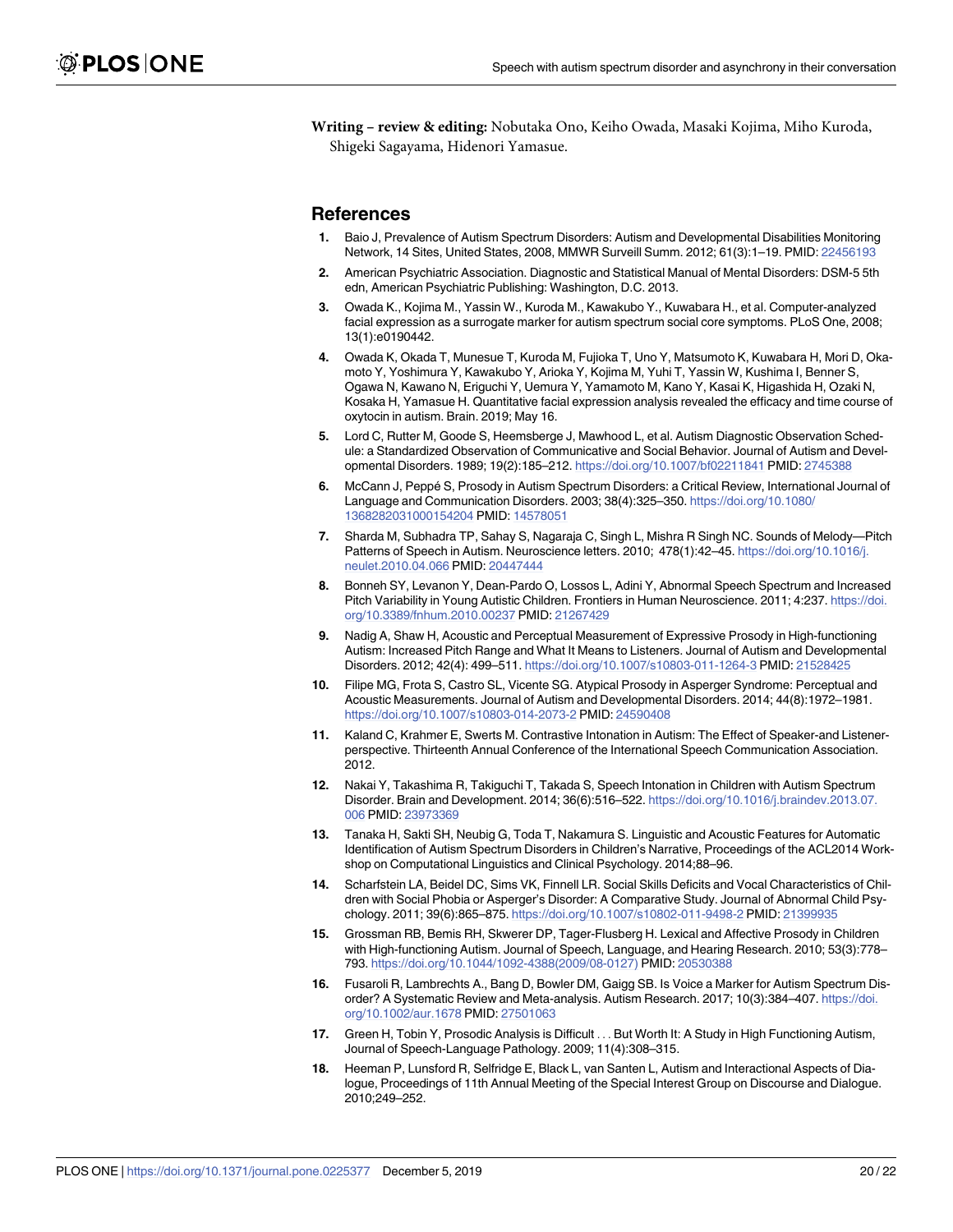**Writing – review & editing:** Nobutaka Ono, Keiho Owada, Masaki Kojima, Miho Kuroda, Shigeki Sagayama, Hidenori Yamasue.

## References

1. Baio J, Prevalence of Autism Spectrum Disorders: Autism and Developmental Disabilities Monitoring Network, 14 Sites, United States, 2008, MMWR Surveill Summ. 2012; 61(3):1–19. PMID: 22456193
2. American Psychiatric Association. Diagnostic and Statistical Manual of Mental Disorders: DSM-5 5th edn, American Psychiatric Publishing: Washington, D.C. 2013.
3. Owada K., Kojima M., Yassin W., Kuroda M., Kawakubo Y., Kuwabara H., et al. Computer-analyzed facial expression as a surrogate marker for autism spectrum social core symptoms. PLoS One, 2008; 13(1):e0190442.
4. Owada K, Okada T, Munesue T, Kuroda M, Fujioka T, Uno Y, Matsumoto K, Kuwabara H, Mori D, Okamoto Y, Yoshimura Y, Kawakubo Y, Arioka Y, Kojima M, Yuhi T, Yassin W, Kushima I, Benner S, Ogawa N, Kawano N, Eriguchi Y, Uemura Y, Yamamoto M, Kano Y, Kasai K, Higashida H, Ozaki N, Kosaka H, Yamasue H. Quantitative facial expression analysis revealed the efficacy and time course of oxytocin in autism. Brain. 2019; May 16.
5. Lord C, Rutter M, Goode S, Heemsberge J, Mawhood L, et al. Autism Diagnostic Observation Schedule: a Standardized Observation of Communicative and Social Behavior. Journal of Autism and Developmental Disorders. 1989; 19(2):185–212. https://doi.org/10.1007/bf02211841 PMID: 2745388
6. McCann J, Peppé S, Prosody in Autism Spectrum Disorders: a Critical Review, International Journal of Language and Communication Disorders. 2003; 38(4):325–350. https://doi.org/10.1080/1368282031000154204 PMID: 14578051
7. Sharda M, Subhadra TP, Sahay S, Nagaraja C, Singh L, Mishra R Singh NC. Sounds of Melody—Pitch Patterns of Speech in Autism. Neuroscience letters. 2010; 478(1):42–45. https://doi.org/10.1016/j.neulet.2010.04.066 PMID: 20447444
8. Bonneh SY, Levanon Y, Dean-Pardo O, Lossos L, Adini Y, Abnormal Speech Spectrum and Increased Pitch Variability in Young Autistic Children. Frontiers in Human Neuroscience. 2011; 4:237. https://doi.org/10.3389/fnhum.2010.00237 PMID: 21267429
9. Nadig A, Shaw H, Acoustic and Perceptual Measurement of Expressive Prosody in High-functioning Autism: Increased Pitch Range and What It Means to Listeners. Journal of Autism and Developmental Disorders. 2012; 42(4): 499–511. https://doi.org/10.1007/s10803-011-1264-3 PMID: 21528425
10. Filipe MG, Frota S, Castro SL, Vicente SG. Atypical Prosody in Asperger Syndrome: Perceptual and Acoustic Measurements. Journal of Autism and Developmental Disorders. 2014; 44(8):1972–1981. https://doi.org/10.1007/s10803-014-2073-2 PMID: 24590408
11. Kaland C, Krahmer E, Swerts M. Contrastive Intonation in Autism: The Effect of Speaker-and Listener-perspective. Thirteenth Annual Conference of the International Speech Communication Association. 2012.
12. Nakai Y, Takashima R, Takiguchi T, Takada S, Speech Intonation in Children with Autism Spectrum Disorder. Brain and Development. 2014; 36(6):516–522. https://doi.org/10.1016/j.braindev.2013.07.006 PMID: 23973369
13. Tanaka H, Sakti SH, Neubig G, Toda T, Nakamura S. Linguistic and Acoustic Features for Automatic Identification of Autism Spectrum Disorders in Children's Narrative, Proceedings of the ACL2014 Workshop on Computational Linguistics and Clinical Psychology. 2014;88–96.
14. Scharfstein LA, Beidel DC, Sims VK, Finnell LR. Social Skills Deficits and Vocal Characteristics of Children with Social Phobia or Asperger's Disorder: A Comparative Study. Journal of Abnormal Child Psychology. 2011; 39(6):865–875. https://doi.org/10.1007/s10802-011-9498-2 PMID: 21399935
15. Grossman RB, Bemis RH, Skwerer DP, Tager-Flusberg H. Lexical and Affective Prosody in Children with High-functioning Autism. Journal of Speech, Language, and Hearing Research. 2010; 53(3):778–793. https://doi.org/10.1044/1092-4388(2009/08-0127) PMID: 20530388
16. Fusaroli R, Lambrechts A., Bang D, Bowler DM, Gaigg SB. Is Voice a Marker for Autism Spectrum Disorder? A Systematic Review and Meta-analysis. Autism Research. 2017; 10(3):384–407. https://doi.org/10.1002/aur.1678 PMID: 27501063
17. Green H, Tobin Y, Prosodic Analysis is Difficult . . . But Worth It: A Study in High Functioning Autism, Journal of Speech-Language Pathology. 2009; 11(4):308–315.
18. Heeman P, Lunsford R, Selfridge E, Black L, van Santen L, Autism and Interactional Aspects of Dialogue, Proceedings of 11th Annual Meeting of the Special Interest Group on Discourse and Dialogue. 2010;249–252.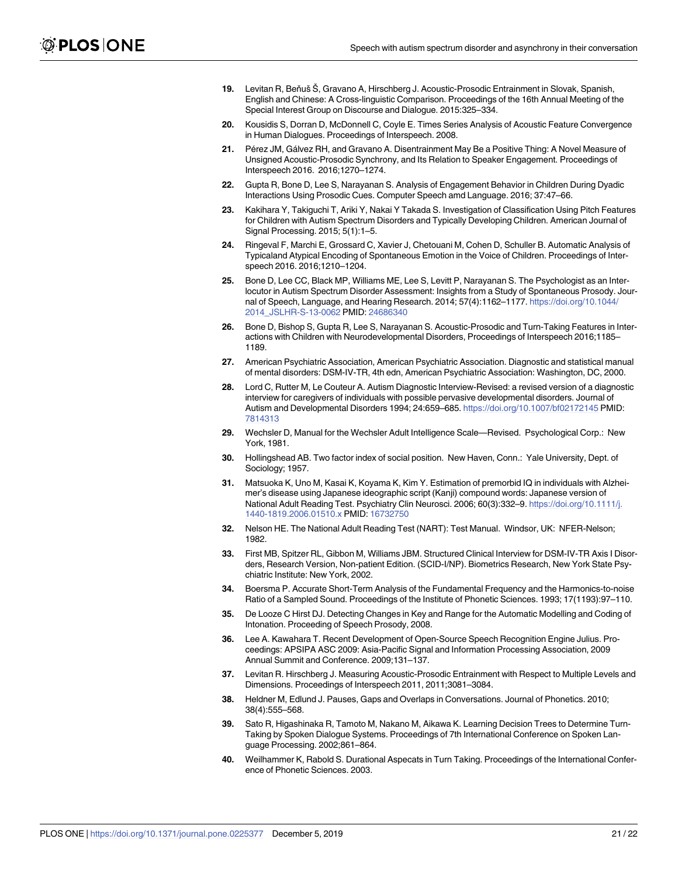19. Levitan R, Beňuš Š, Gravano A, Hirschberg J. Acoustic-Prosodic Entrainment in Slovak, Spanish, English and Chinese: A Cross-linguistic Comparison. Proceedings of the 16th Annual Meeting of the Special Interest Group on Discourse and Dialogue. 2015:325–334.
20. Kousidis S, Dorran D, McDonnell C, Coyle E. Times Series Analysis of Acoustic Feature Convergence in Human Dialogues. Proceedings of Interspeech. 2008.
21. Pérez JM, Gálvez RH, and Gravano A. Disentrainment May Be a Positive Thing: A Novel Measure of Unsigned Acoustic-Prosodic Synchrony, and Its Relation to Speaker Engagement. Proceedings of Interspeech 2016. 2016;1270–1274.
22. Gupta R, Bone D, Lee S, Narayanan S. Analysis of Engagement Behavior in Children During Dyadic Interactions Using Prosodic Cues. Computer Speech amd Language. 2016; 37:47–66.
23. Kakihara Y, Takiguchi T, Ariki Y, Nakai Y Takada S. Investigation of Classification Using Pitch Features for Children with Autism Spectrum Disorders and Typically Developing Children. American Journal of Signal Processing. 2015; 5(1):1–5.
24. Ringeval F, Marchi E, Grossard C, Xavier J, Chetouani M, Cohen D, Schuller B. Automatic Analysis of Typicaland Atypical Encoding of Spontaneous Emotion in the Voice of Children. Proceedings of Interspeech 2016. 2016;1210–1204.
25. Bone D, Lee CC, Black MP, Williams ME, Lee S, Levitt P, Narayanan S. The Psychologist as an Interlocutor in Autism Spectrum Disorder Assessment: Insights from a Study of Spontaneous Prosody. Journal of Speech, Language, and Hearing Research. 2014; 57(4):1162–1177. https://doi.org/10.1044/2014_JSLHR-S-13-0062 PMID: 24686340
26. Bone D, Bishop S, Gupta R, Lee S, Narayanan S. Acoustic-Prosodic and Turn-Taking Features in Interactions with Children with Neurodevelopmental Disorders, Proceedings of Interspeech 2016;1185–1189.
27. American Psychiatric Association, American Psychiatric Association. Diagnostic and statistical manual of mental disorders: DSM-IV-TR, 4th edn, American Psychiatric Association: Washington, DC, 2000.
28. Lord C, Rutter M, Le Couteur A. Autism Diagnostic Interview-Revised: a revised version of a diagnostic interview for caregivers of individuals with possible pervasive developmental disorders. Journal of Autism and Developmental Disorders 1994; 24:659–685. https://doi.org/10.1007/bf02172145 PMID: 7814313
29. Wechsler D, Manual for the Wechsler Adult Intelligence Scale—Revised. Psychological Corp.: New York, 1981.
30. Hollingshead AB. Two factor index of social position. New Haven, Conn.: Yale University, Dept. of Sociology; 1957.
31. Matsuoka K, Uno M, Kasai K, Koyama K, Kim Y. Estimation of premorbid IQ in individuals with Alzheimer's disease using Japanese ideographic script (Kanji) compound words: Japanese version of National Adult Reading Test. Psychiatry Clin Neurosci. 2006; 60(3):332–9. https://doi.org/10.1111/j.1440-1819.2006.01510.x PMID: 16732750
32. Nelson HE. The National Adult Reading Test (NART): Test Manual. Windsor, UK: NFER-Nelson; 1982.
33. First MB, Spitzer RL, Gibbon M, Williams JBM. Structured Clinical Interview for DSM-IV-TR Axis I Disorders, Research Version, Non-patient Edition. (SCID-I/NP). Biometrics Research, New York State Psychiatric Institute: New York, 2002.
34. Boersma P. Accurate Short-Term Analysis of the Fundamental Frequency and the Harmonics-to-noise Ratio of a Sampled Sound. Proceedings of the Institute of Phonetic Sciences. 1993; 17(1193):97–110.
35. De Looze C Hirst DJ. Detecting Changes in Key and Range for the Automatic Modelling and Coding of Intonation. Proceeding of Speech Prosody, 2008.
36. Lee A. Kawahara T. Recent Development of Open-Source Speech Recognition Engine Julius. Proceedings: APSIPA ASC 2009: Asia-Pacific Signal and Information Processing Association, 2009 Annual Summit and Conference. 2009;131–137.
37. Levitan R. Hirschberg J. Measuring Acoustic-Prosodic Entrainment with Respect to Multiple Levels and Dimensions. Proceedings of Interspeech 2011, 2011;3081–3084.
38. Heldner M, Edlund J. Pauses, Gaps and Overlaps in Conversations. Journal of Phonetics. 2010; 38(4):555–568.
39. Sato R, Higashinaka R, Tamoto M, Nakano M, Aikawa K. Learning Decision Trees to Determine Turn-Taking by Spoken Dialogue Systems. Proceedings of 7th International Conference on Spoken Language Processing. 2002;861–864.
40. Weilhammer K, Rabold S. Durational Aspecats in Turn Taking. Proceedings of the International Conference of Phonetic Sciences. 2003.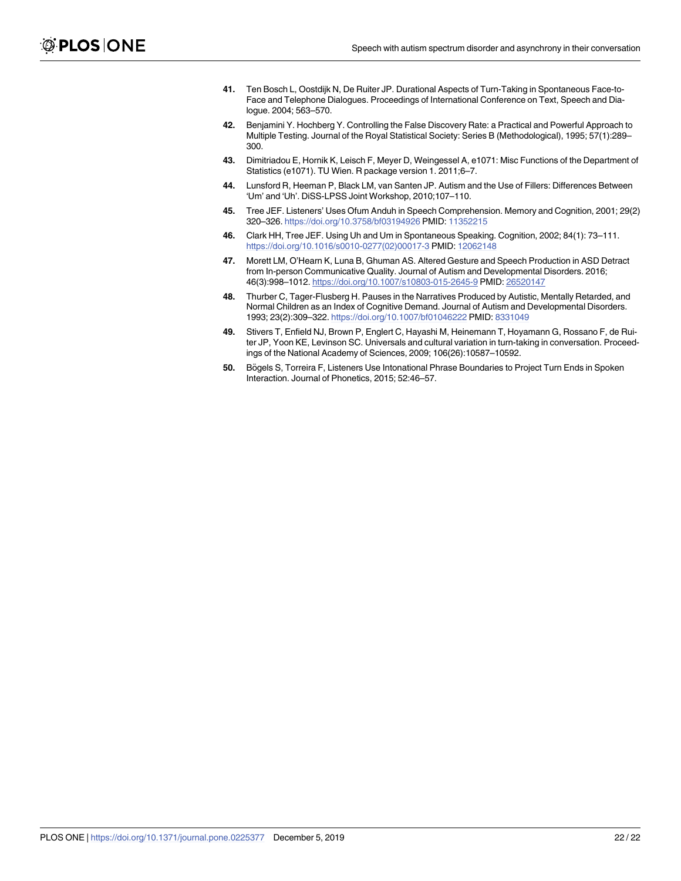41. Ten Bosch L, Oostdijk N, De Ruiter JP. Durational Aspects of Turn-Taking in Spontaneous Face-to-Face and Telephone Dialogues. Proceedings of International Conference on Text, Speech and Dialogue. 2004; 563–570.
42. Benjamini Y. Hochberg Y. Controlling the False Discovery Rate: a Practical and Powerful Approach to Multiple Testing. Journal of the Royal Statistical Society: Series B (Methodological), 1995; 57(1):289–300.
43. Dimitriadou E, Hornik K, Leisch F, Meyer D, Weingessel A, e1071: Misc Functions of the Department of Statistics (e1071). TU Wien. R package version 1. 2011;6–7.
44. Lunsford R, Heeman P, Black LM, van Santen JP. Autism and the Use of Fillers: Differences Between 'Um' and 'Uh'. DiSS-LPSS Joint Workshop, 2010;107–110.
45. Tree JEF. Listeners' Uses Ofum Anduh in Speech Comprehension. Memory and Cognition, 2001; 29(2) 320–326. https://doi.org/10.3758/bf03194926 PMID: 11352215
46. Clark HH, Tree JEF. Using Uh and Um in Spontaneous Speaking. Cognition, 2002; 84(1): 73–111. https://doi.org/10.1016/s0010-0277(02)00017-3 PMID: 12062148
47. Morett LM, O'Hearn K, Luna B, Ghuman AS. Altered Gesture and Speech Production in ASD Detract from In-person Communicative Quality. Journal of Autism and Developmental Disorders. 2016; 46(3):998–1012. https://doi.org/10.1007/s10803-015-2645-9 PMID: 26520147
48. Thurber C, Tager-Flusberg H. Pauses in the Narratives Produced by Autistic, Mentally Retarded, and Normal Children as an Index of Cognitive Demand. Journal of Autism and Developmental Disorders. 1993; 23(2):309–322. https://doi.org/10.1007/bf01046222 PMID: 8331049
49. Stivers T, Enfield NJ, Brown P, Englert C, Hayashi M, Heinemann T, Hoyamann G, Rossano F, de Ruiter JP, Yoon KE, Levinson SC. Universals and cultural variation in turn-taking in conversation. Proceedings of the National Academy of Sciences, 2009; 106(26):10587–10592.
50. Bögels S, Torreira F, Listeners Use Intonational Phrase Boundaries to Project Turn Ends in Spoken Interaction. Journal of Phonetics, 2015; 52:46–57.